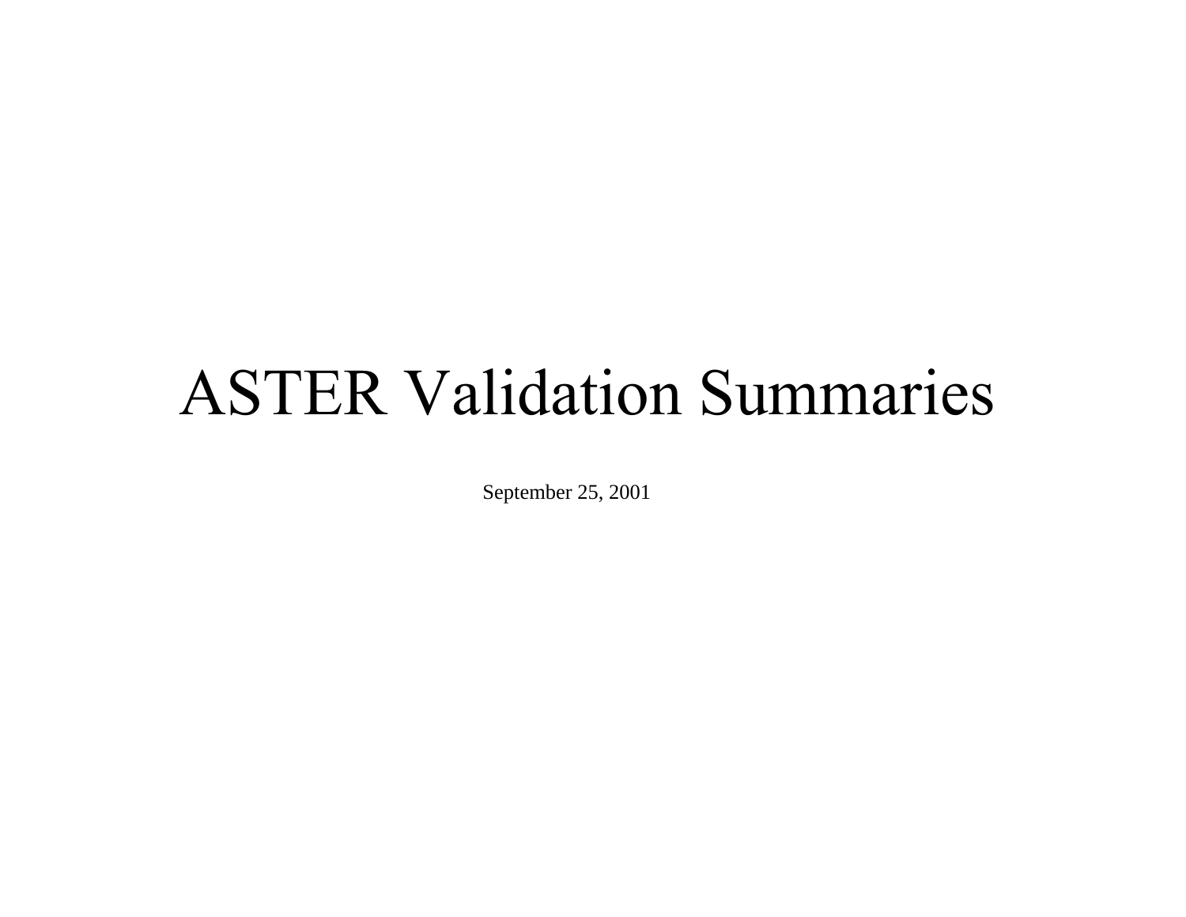# ASTER Validation Summaries

September 25, 2001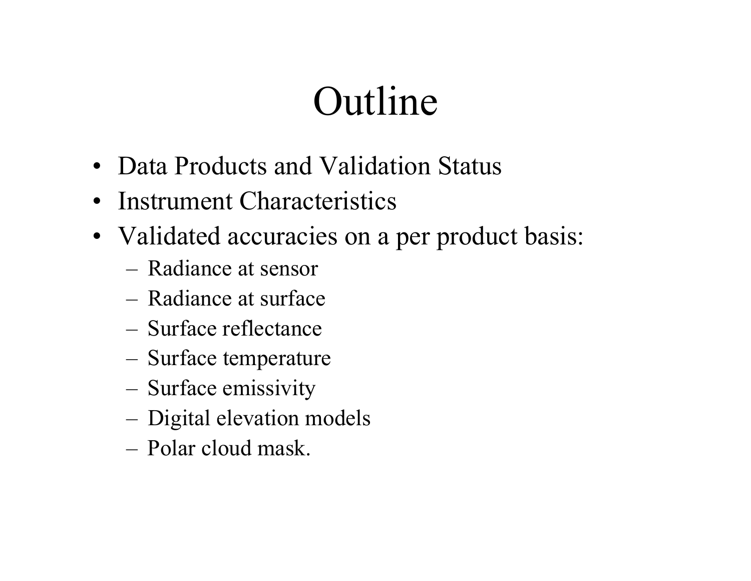# Outline

- Data Products and Validation Status
- Instrument Characteristics
- Validated accuracies on a per product basis:
  - Radiance at sensor
  - Radiance at surface
  - Surface reflectance
  - Surface temperature
  - Surface emissivity
  - Digital elevation models
  - Polar cloud mask.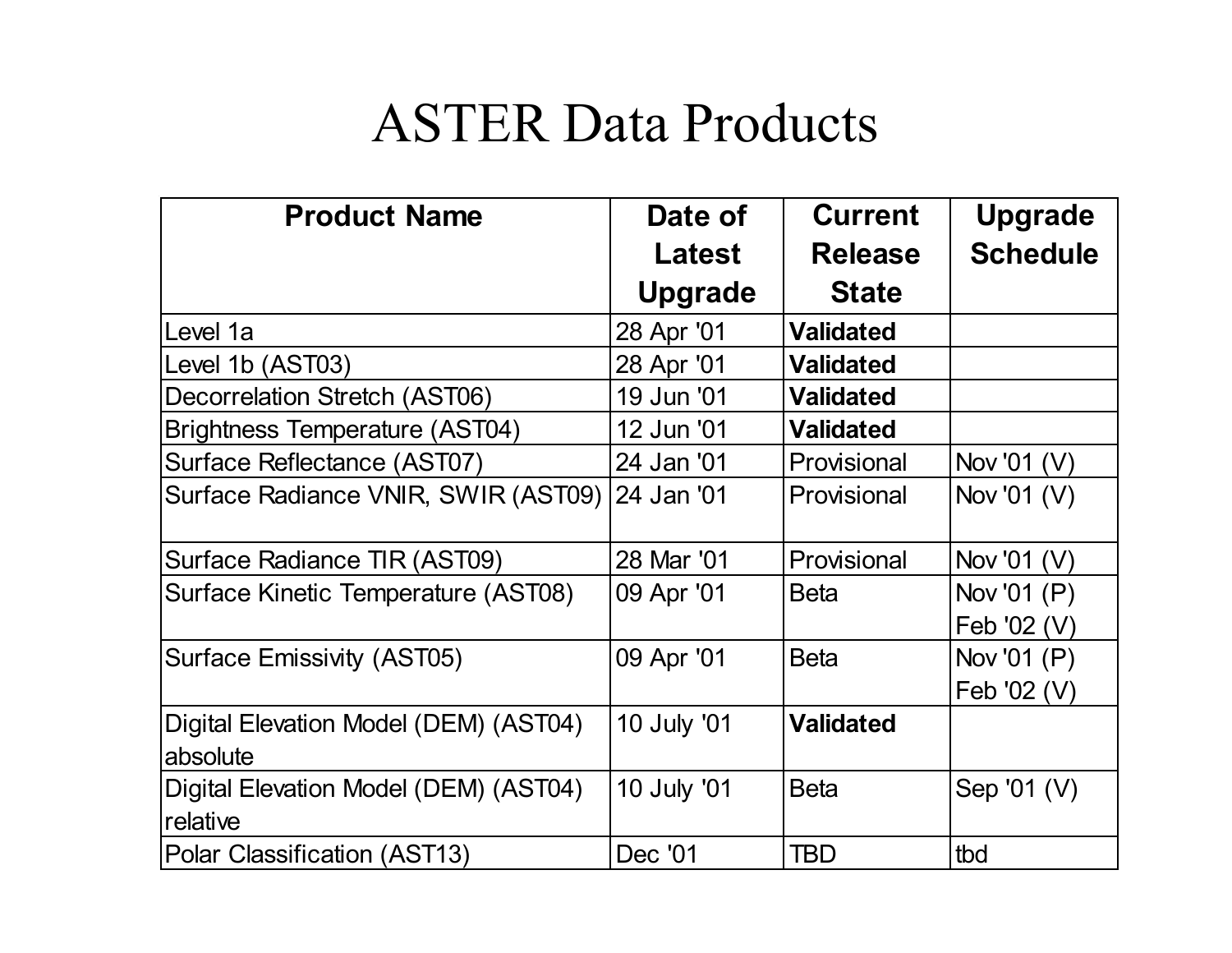# ASTER Data Products

| **Product Name** | **Date of Latest Upgrade** | **Current Release State** | **Upgrade Schedule** |
|---|---|---|---|
| Level 1a | 28 Apr '01 | **Validated** | |
| Level 1b (AST03) | 28 Apr '01 | **Validated** | |
| Decorrelation Stretch (AST06) | 19 Jun '01 | **Validated** | |
| Brightness Temperature (AST04) | 12 Jun '01 | **Validated** | |
| Surface Reflectance (AST07) | 24 Jan '01 | Provisional | Nov '01 (V) |
| Surface Radiance VNIR, SWIR (AST09) | 24 Jan '01 | Provisional | Nov '01 (V) |
| Surface Radiance TIR (AST09) | 28 Mar '01 | Provisional | Nov '01 (V) |
| Surface Kinetic Temperature (AST08) | 09 Apr '01 | Beta | Nov '01 (P) Feb '02 (V) |
| Surface Emissivity (AST05) | 09 Apr '01 | Beta | Nov '01 (P) Feb '02 (V) |
| Digital Elevation Model (DEM) (AST04) absolute | 10 July '01 | **Validated** | |
| Digital Elevation Model (DEM) (AST04) relative | 10 July '01 | Beta | Sep '01 (V) |
| Polar Classification (AST13) | Dec '01 | TBD | tbd |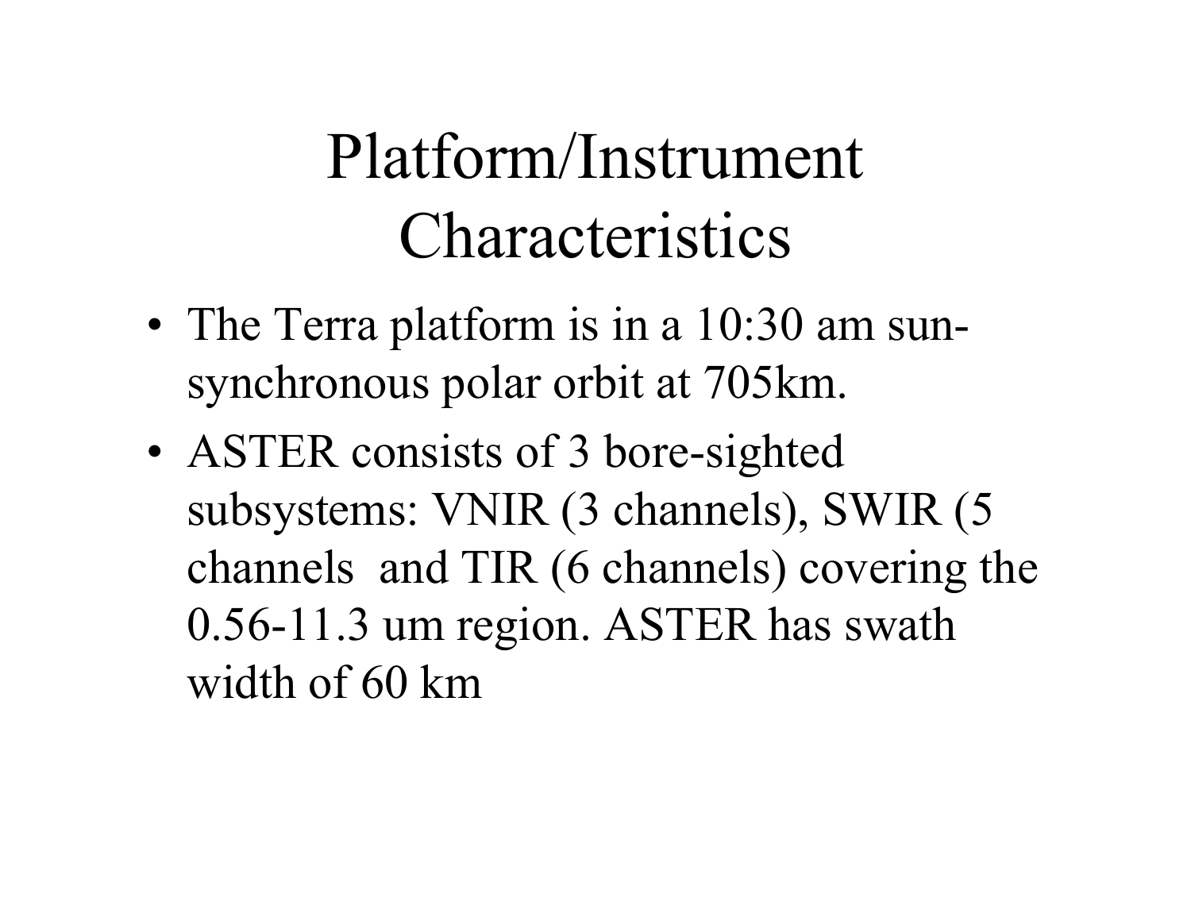# Platform/Instrument Characteristics

- The Terra platform is in a 10:30 am sun-synchronous polar orbit at 705km.
- ASTER consists of 3 bore-sighted subsystems: VNIR (3 channels), SWIR (5 channels  and TIR (6 channels) covering the 0.56-11.3 um region. ASTER has swath width of 60 km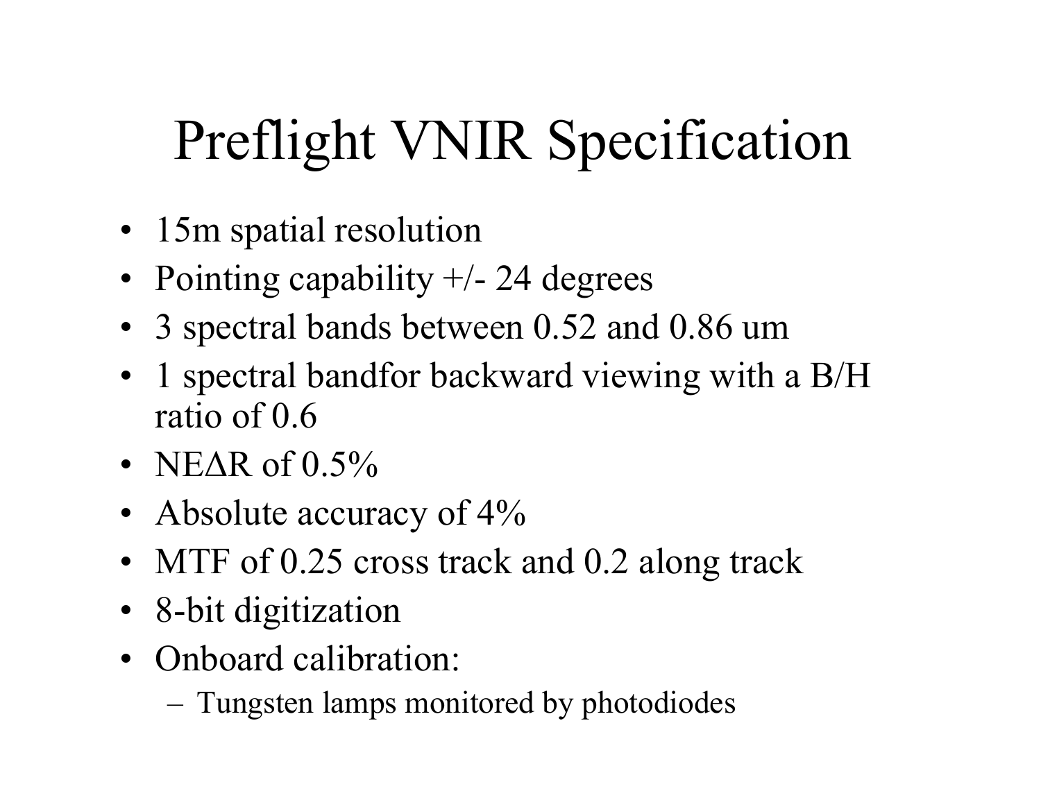# Preflight VNIR Specification

- 15m spatial resolution
- Pointing capability +/- 24 degrees
- 3 spectral bands between 0.52 and 0.86 um
- 1 spectral bandfor backward viewing with a B/H ratio of 0.6
- NEΔR of 0.5%
- Absolute accuracy of 4%
- MTF of 0.25 cross track and 0.2 along track
- 8-bit digitization
- Onboard calibration:
  - Tungsten lamps monitored by photodiodes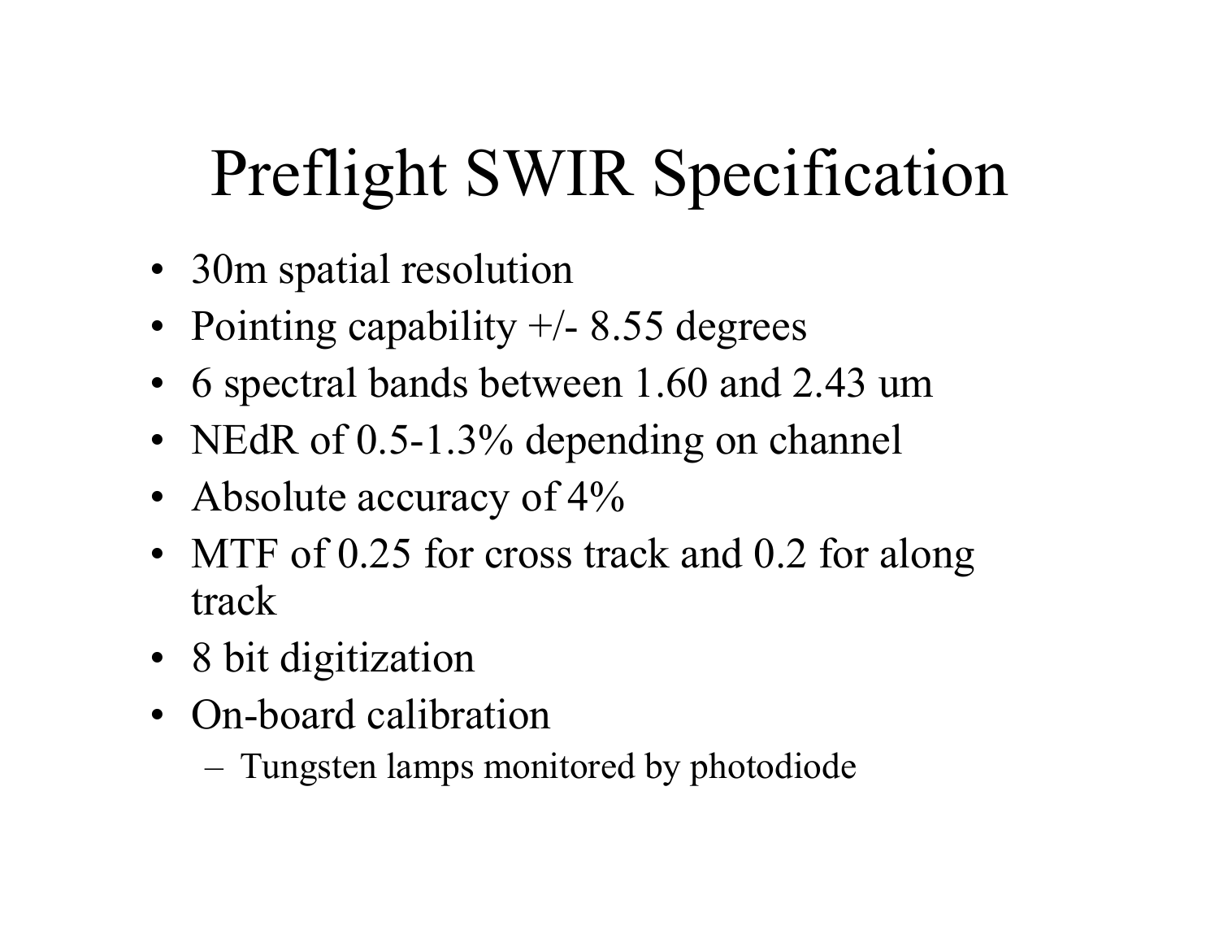# Preflight SWIR Specification

- 30m spatial resolution
- Pointing capability +/- 8.55 degrees
- 6 spectral bands between 1.60 and 2.43 um
- NEdR of 0.5-1.3% depending on channel
- Absolute accuracy of 4%
- MTF of 0.25 for cross track and 0.2 for along track
- 8 bit digitization
- On-board calibration
  - Tungsten lamps monitored by photodiode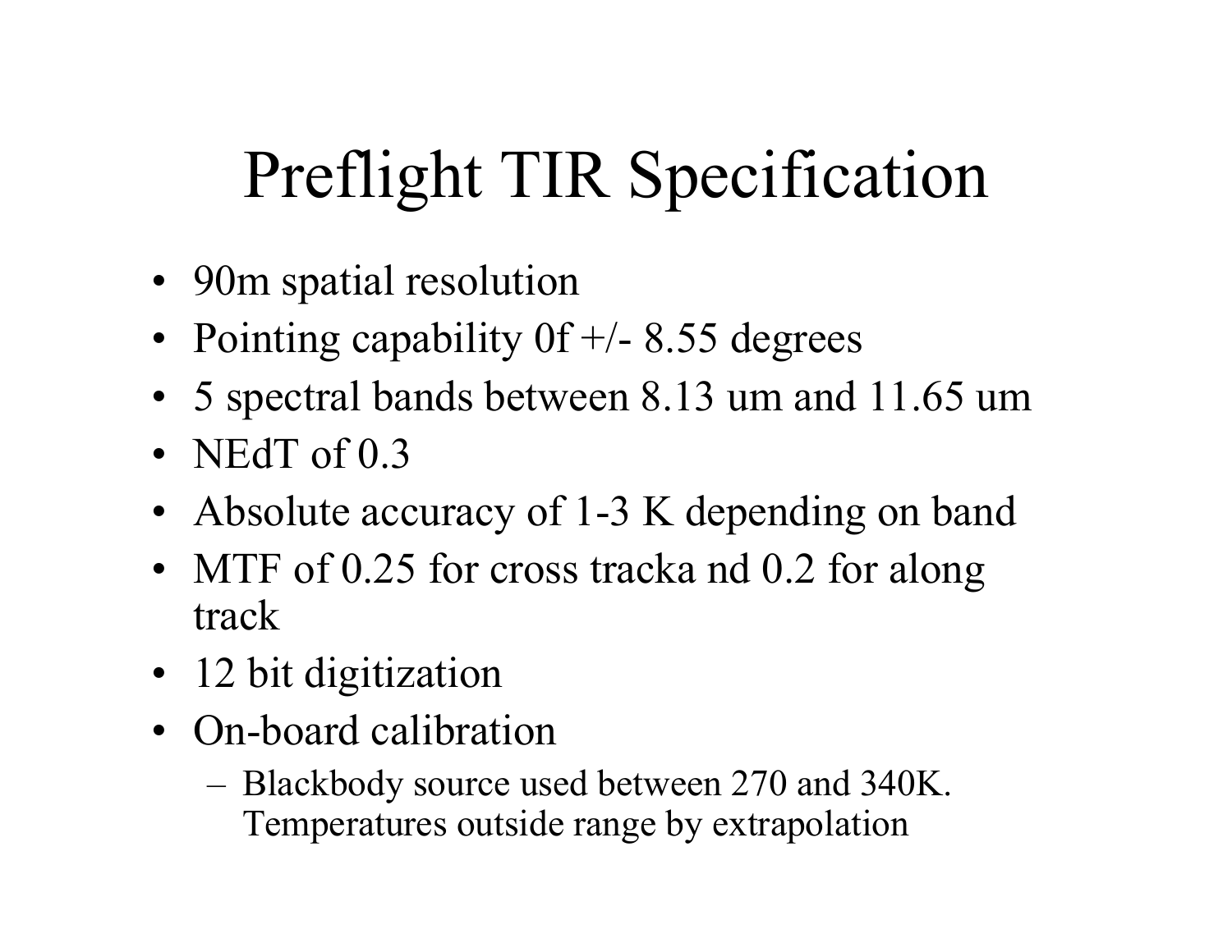# Preflight TIR Specification

- 90m spatial resolution
- Pointing capability 0f +/- 8.55 degrees
- 5 spectral bands between 8.13 um and 11.65 um
- NEdT of 0.3
- Absolute accuracy of 1-3 K depending on band
- MTF of 0.25 for cross tracka nd 0.2 for along track
- 12 bit digitization
- On-board calibration
  - Blackbody source used between 270 and 340K. Temperatures outside range by extrapolation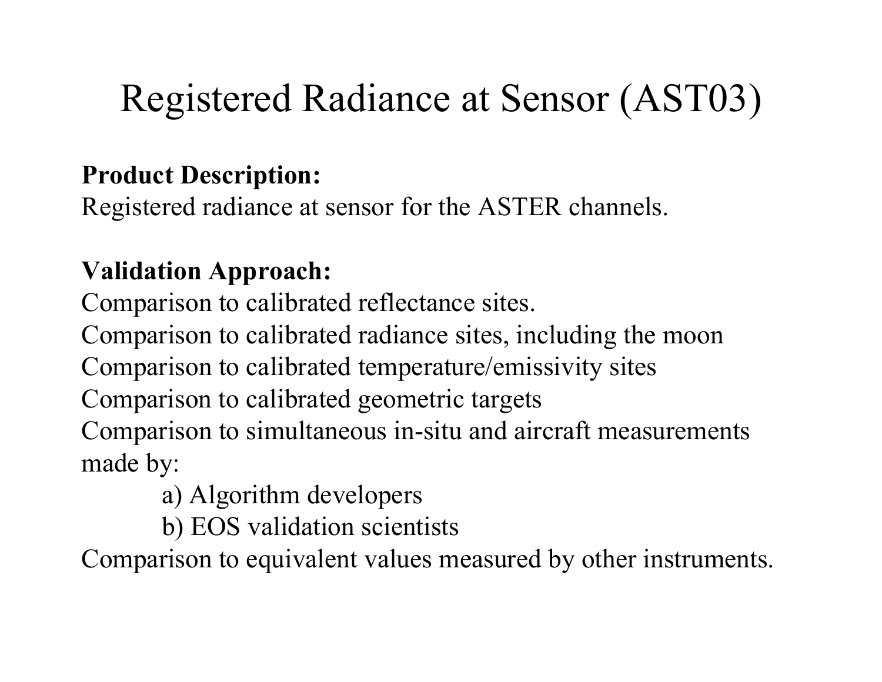# Registered Radiance at Sensor (AST03)

**Product Description:**
Registered radiance at sensor for the ASTER channels.

**Validation Approach:**
Comparison to calibrated reflectance sites.
Comparison to calibrated radiance sites, including the moon
Comparison to calibrated temperature/emissivity sites
Comparison to calibrated geometric targets
Comparison to simultaneous in-situ and aircraft measurements made by:

- a) Algorithm developers
- b) EOS validation scientists

Comparison to equivalent values measured by other instruments.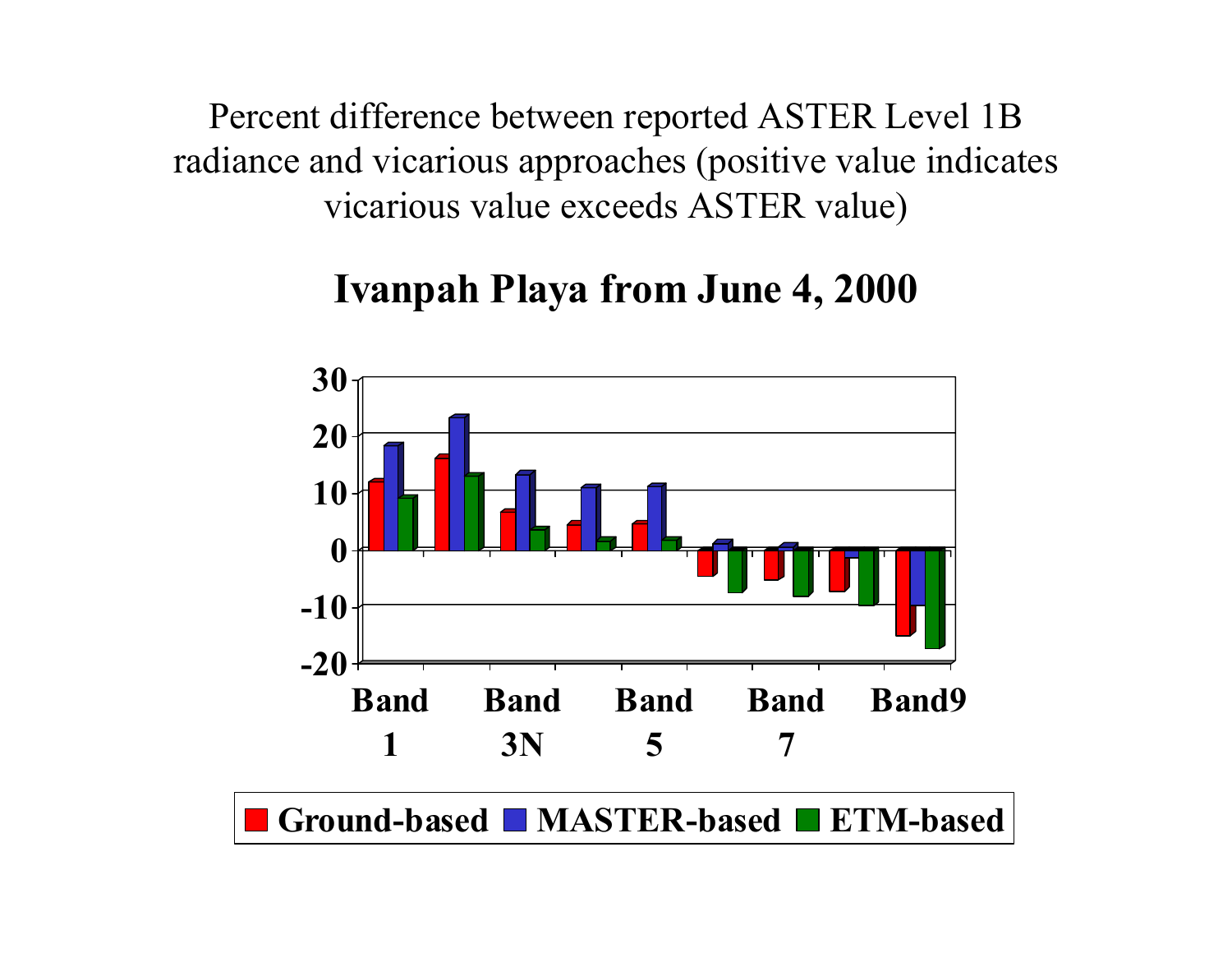Percent difference between reported ASTER Level 1B radiance and vicarious approaches (positive value indicates vicarious value exceeds ASTER value)

## Ivanpah Playa from June 4, 2000

30
20
10
0
-10
-20

Band 1 | Band 3N | Band 5 | Band 7 | Band9

Ground-based | MASTER-based | ETM-based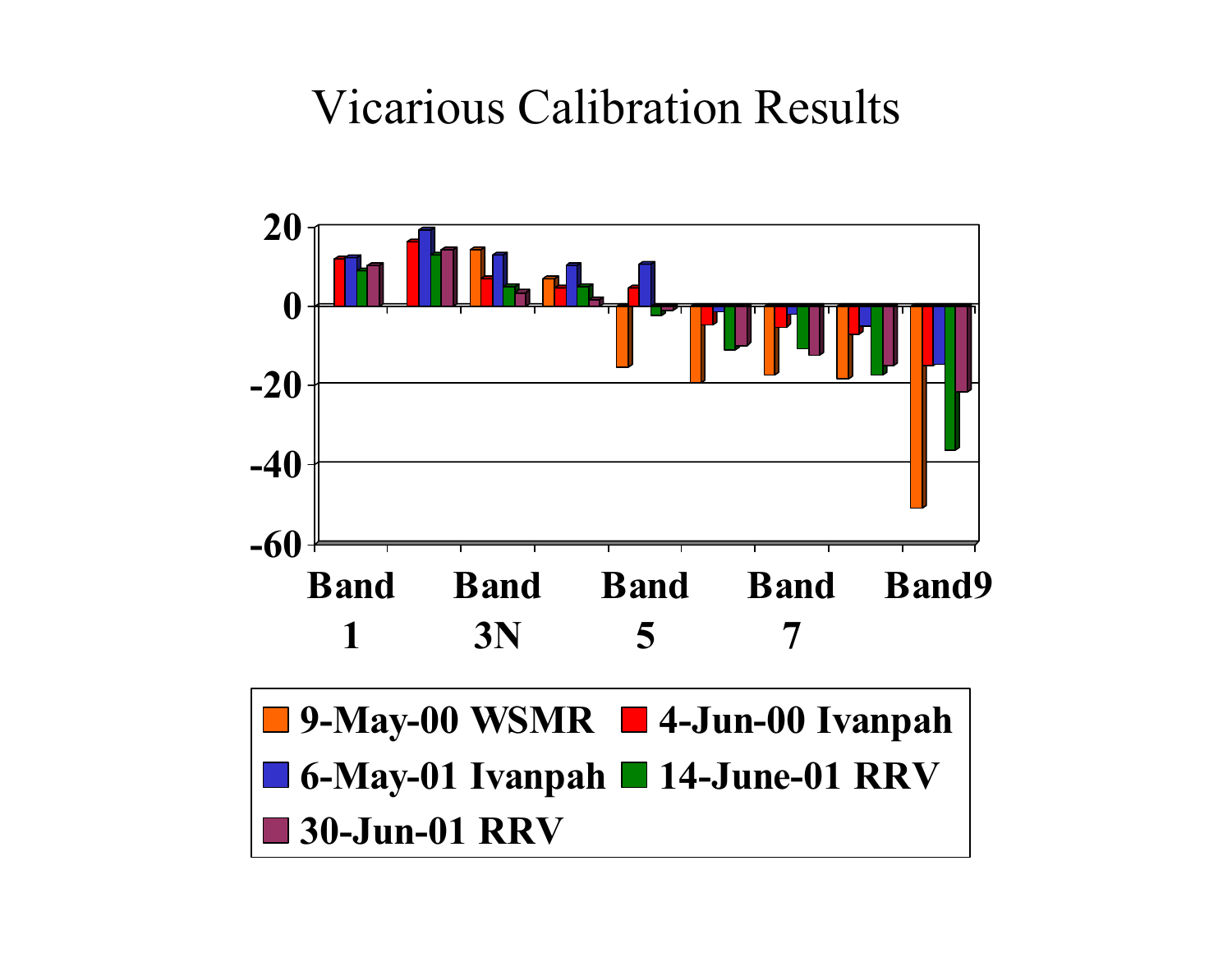# Vicarious Calibration Results

20

0

-20

-40

-60

Band 1 | Band 3N | Band 5 | Band 7 | Band9

9-May-00 WSMR | 4-Jun-00 Ivanpah | 6-May-01 Ivanpah | 14-June-01 RRV | 30-Jun-01 RRV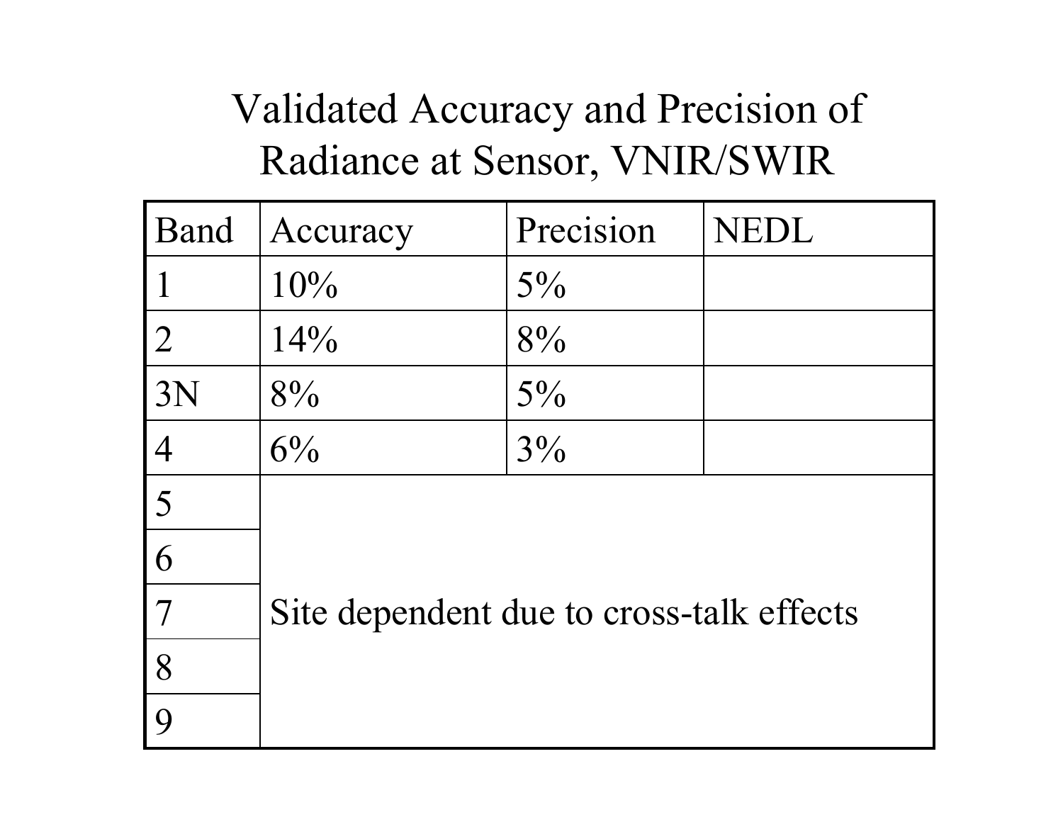# Validated Accuracy and Precision of Radiance at Sensor, VNIR/SWIR

| Band | Accuracy | Precision | NEDL |
|---|---|---|---|
| 1 | 10% | 5% | |
| 2 | 14% | 8% | |
| 3N | 8% | 5% | |
| 4 | 6% | 3% | |
| 5 | Site dependent due to cross-talk effects | | |
| 6 | | | |
| 7 | | | |
| 8 | | | |
| 9 | | | |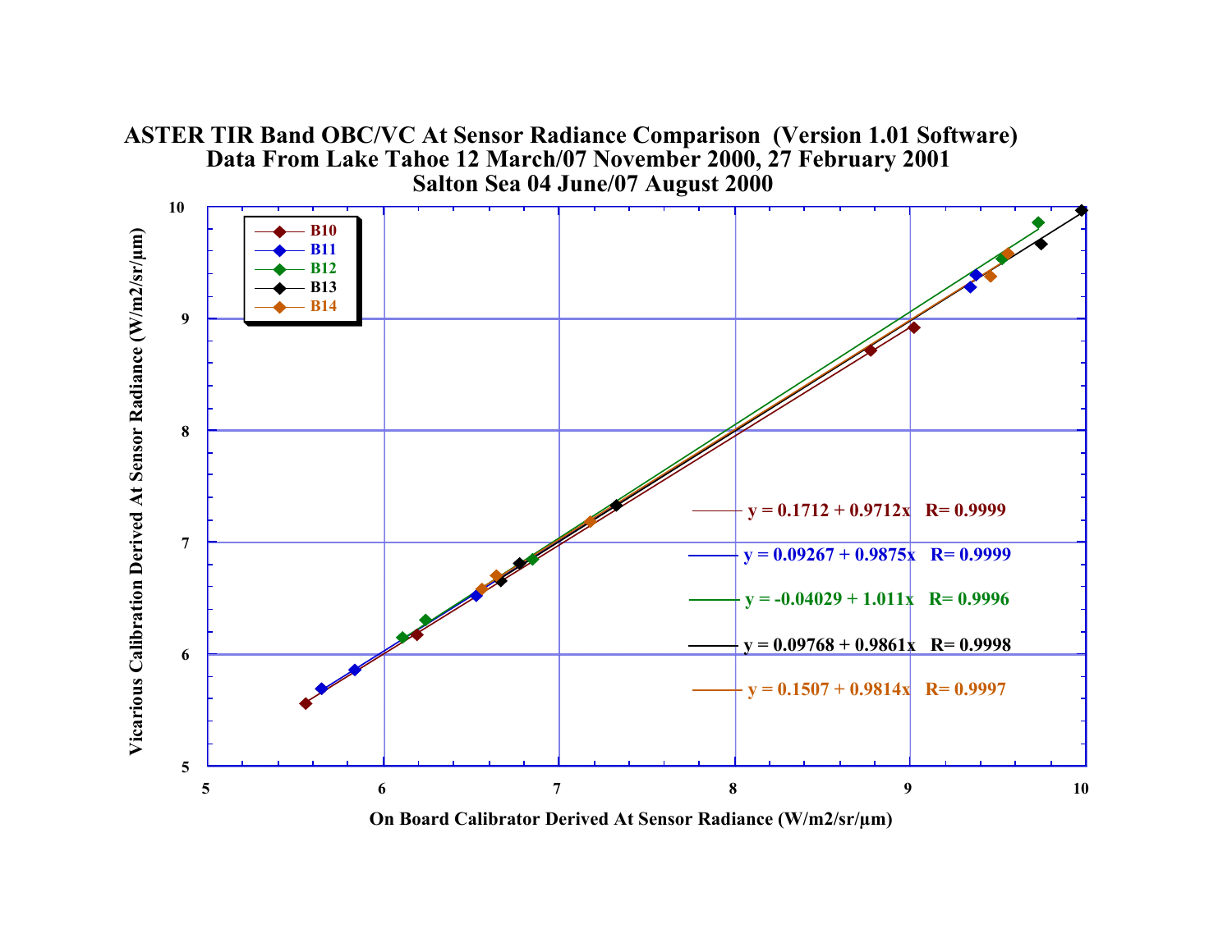# ASTER TIR Band OBC/VC At Sensor Radiance Comparison (Version 1.01 Software)

## Data From Lake Tahoe 12 March/07 November 2000, 27 February 2001

## Salton Sea 04 June/07 August 2000

Legend: B10, B11, B12, B13, B14

$y = 0.1712 + 0.9712x$ R= 0.9999

$y = 0.09267 + 0.9875x$ R= 0.9999

$y = -0.04029 + 1.011x$ R= 0.9996

$y = 0.09768 + 0.9861x$ R= 0.9998

$y = 0.1507 + 0.9814x$ R= 0.9997

Vicarious Calibration Derived At Sensor Radiance (W/m2/sr/µm)

On Board Calibrator Derived At Sensor Radiance (W/m2/sr/µm)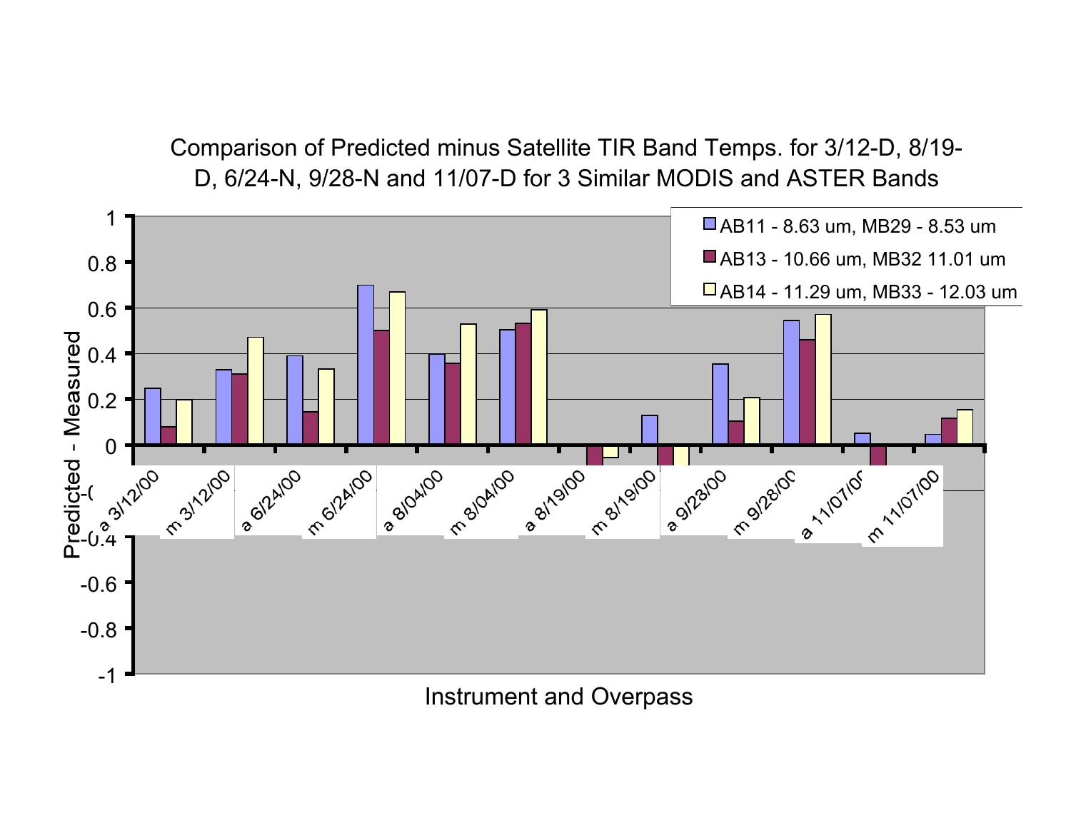Comparison of Predicted minus Satellite TIR Band Temps. for 3/12-D, 8/19-D, 6/24-N, 9/28-N and 11/07-D for 3 Similar MODIS and ASTER Bands

- AB11 - 8.63 um, MB29 - 8.53 um
- AB13 - 10.66 um, MB32 11.01 um
- AB14 - 11.29 um, MB33 - 12.03 um

Predicted - Measured

1, 0.8, 0.6, 0.4, 0.2, 0, -0.2, -0.4, -0.6, -0.8, -1

a 3/12/00, m 3/12/00, a 6/24/00, m 6/24/00, a 8/04/00, m 8/04/00, a 8/19/00, m 8/19/00, a 9/28/00, m 9/28/00, a 11/07/00, m 11/07/00

Instrument and Overpass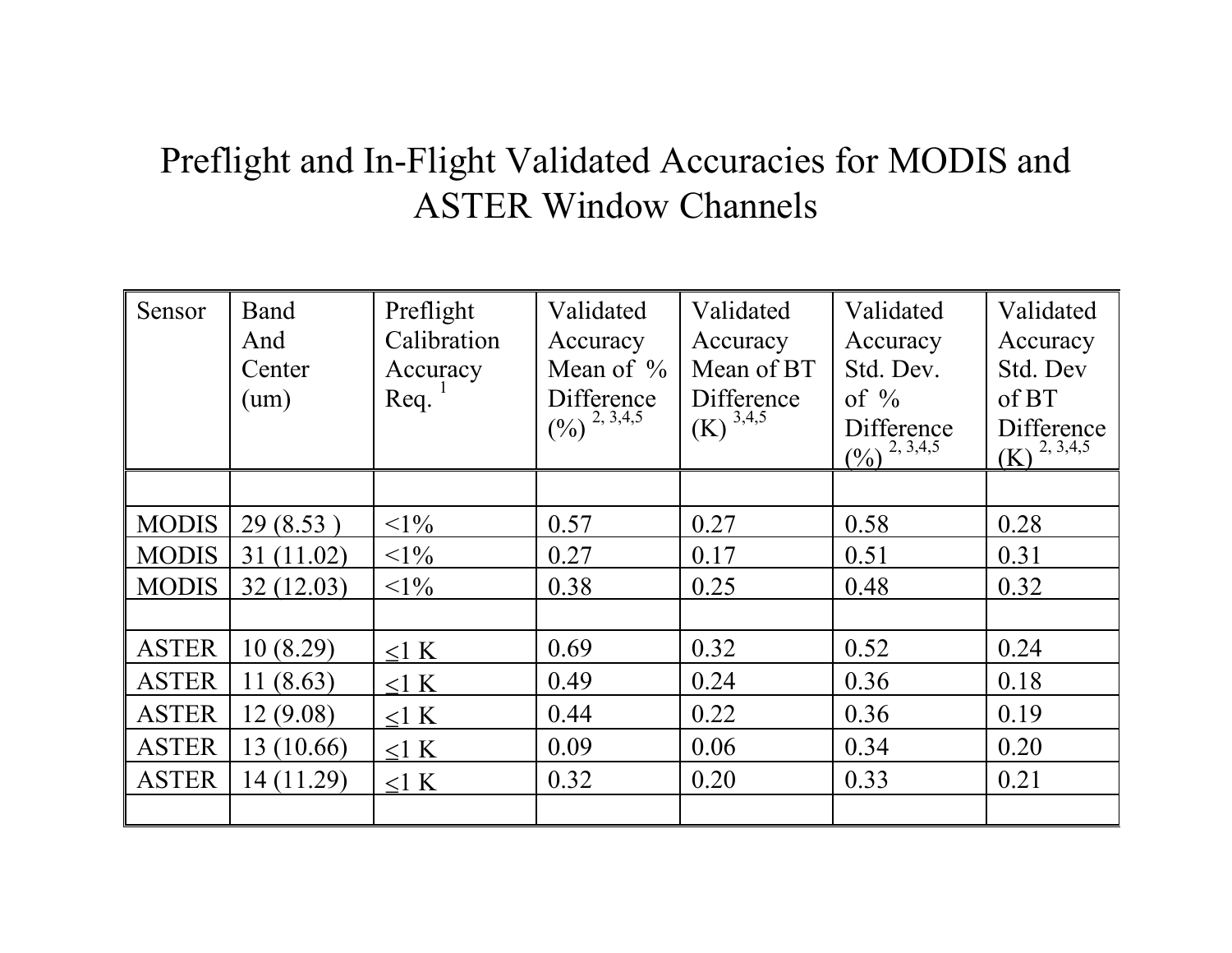# Preflight and In-Flight Validated Accuracies for MODIS and ASTER Window Channels

| Sensor | Band And Center (um) | Preflight Calibration Accuracy Req. [1] | Validated Accuracy Mean of % Difference (%) [2, 3,4,5] | Validated Accuracy Mean of BT Difference (K) [3,4,5] | Validated Accuracy Std. Dev. of % Difference (%) [2, 3,4,5] | Validated Accuracy Std. Dev of BT Difference (K) [2, 3,4,5] |
|---|---|---|---|---|---|---|
| | | | | | | |
| MODIS | 29 (8.53 ) | <1% | 0.57 | 0.27 | 0.58 | 0.28 |
| MODIS | 31 (11.02) | <1% | 0.27 | 0.17 | 0.51 | 0.31 |
| MODIS | 32 (12.03) | <1% | 0.38 | 0.25 | 0.48 | 0.32 |
| | | | | | | |
| ASTER | 10 (8.29) | ≤1 K | 0.69 | 0.32 | 0.52 | 0.24 |
| ASTER | 11 (8.63) | ≤1 K | 0.49 | 0.24 | 0.36 | 0.18 |
| ASTER | 12 (9.08) | ≤1 K | 0.44 | 0.22 | 0.36 | 0.19 |
| ASTER | 13 (10.66) | ≤1 K | 0.09 | 0.06 | 0.34 | 0.20 |
| ASTER | 14 (11.29) | ≤1 K | 0.32 | 0.20 | 0.33 | 0.21 |
| | | | | | | |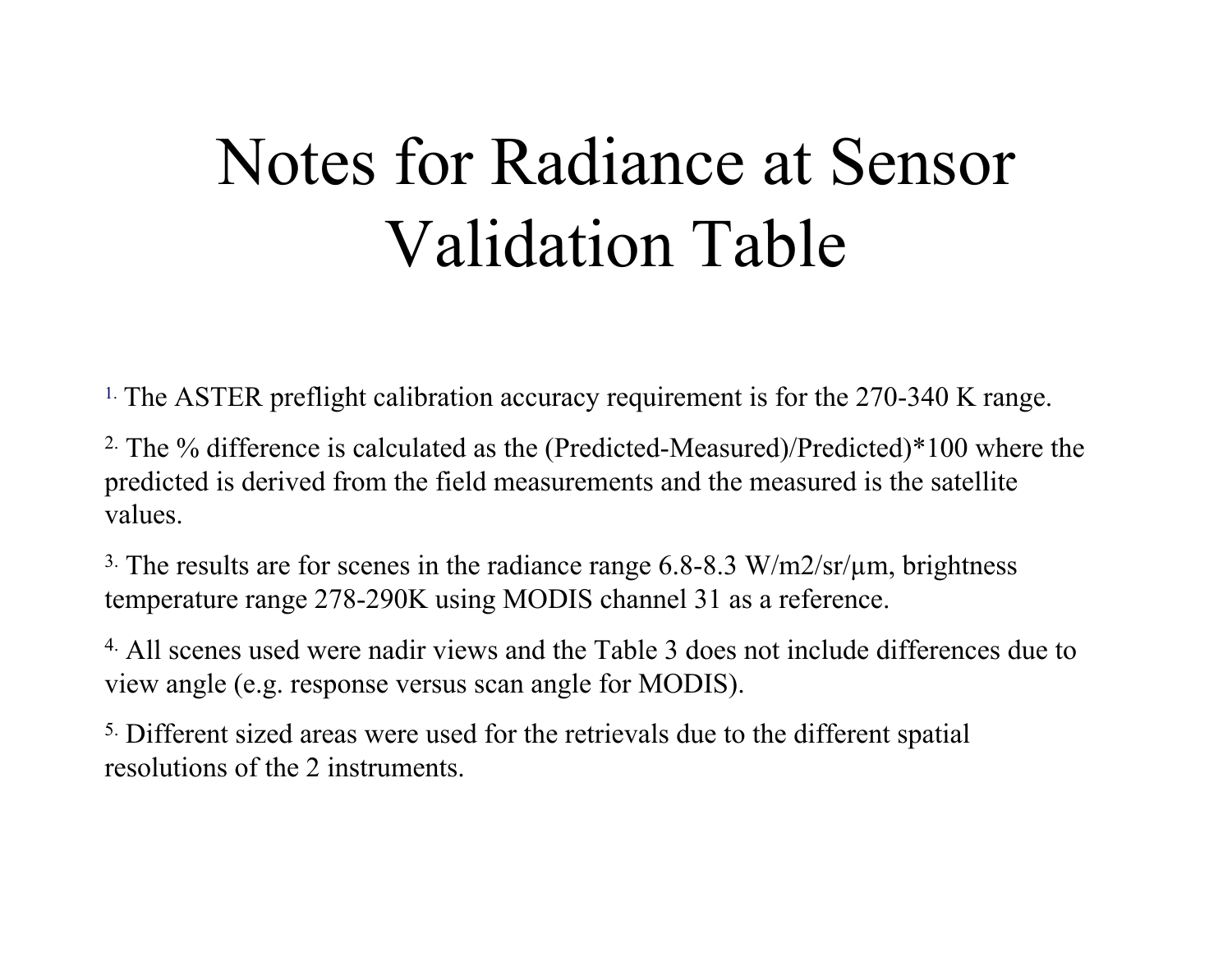# Notes for Radiance at Sensor Validation Table

1. The ASTER preflight calibration accuracy requirement is for the 270-340 K range.

2. The % difference is calculated as the (Predicted-Measured)/Predicted)*100 where the predicted is derived from the field measurements and the measured is the satellite values.

3. The results are for scenes in the radiance range 6.8-8.3 W/m2/sr/μm, brightness temperature range 278-290K using MODIS channel 31 as a reference.

4. All scenes used were nadir views and the Table 3 does not include differences due to view angle (e.g. response versus scan angle for MODIS).

5. Different sized areas were used for the retrievals due to the different spatial resolutions of the 2 instruments.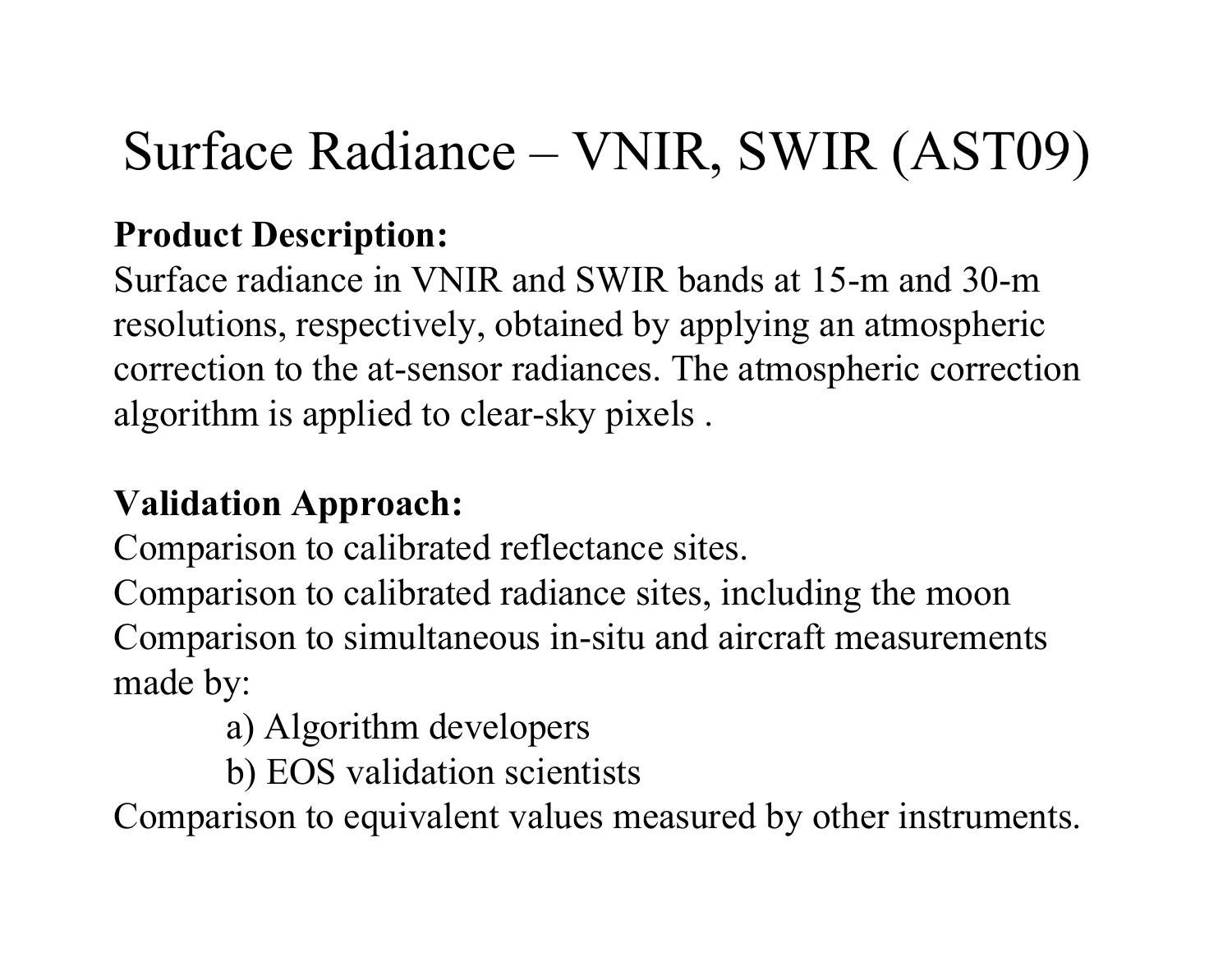# Surface Radiance – VNIR, SWIR (AST09)

**Product Description:**

Surface radiance in VNIR and SWIR bands at 15-m and 30-m resolutions, respectively, obtained by applying an atmospheric correction to the at-sensor radiances. The atmospheric correction algorithm is applied to clear-sky pixels .

**Validation Approach:**

Comparison to calibrated reflectance sites.

Comparison to calibrated radiance sites, including the moon

Comparison to simultaneous in-situ and aircraft measurements made by:

a) Algorithm developers

b) EOS validation scientists

Comparison to equivalent values measured by other instruments.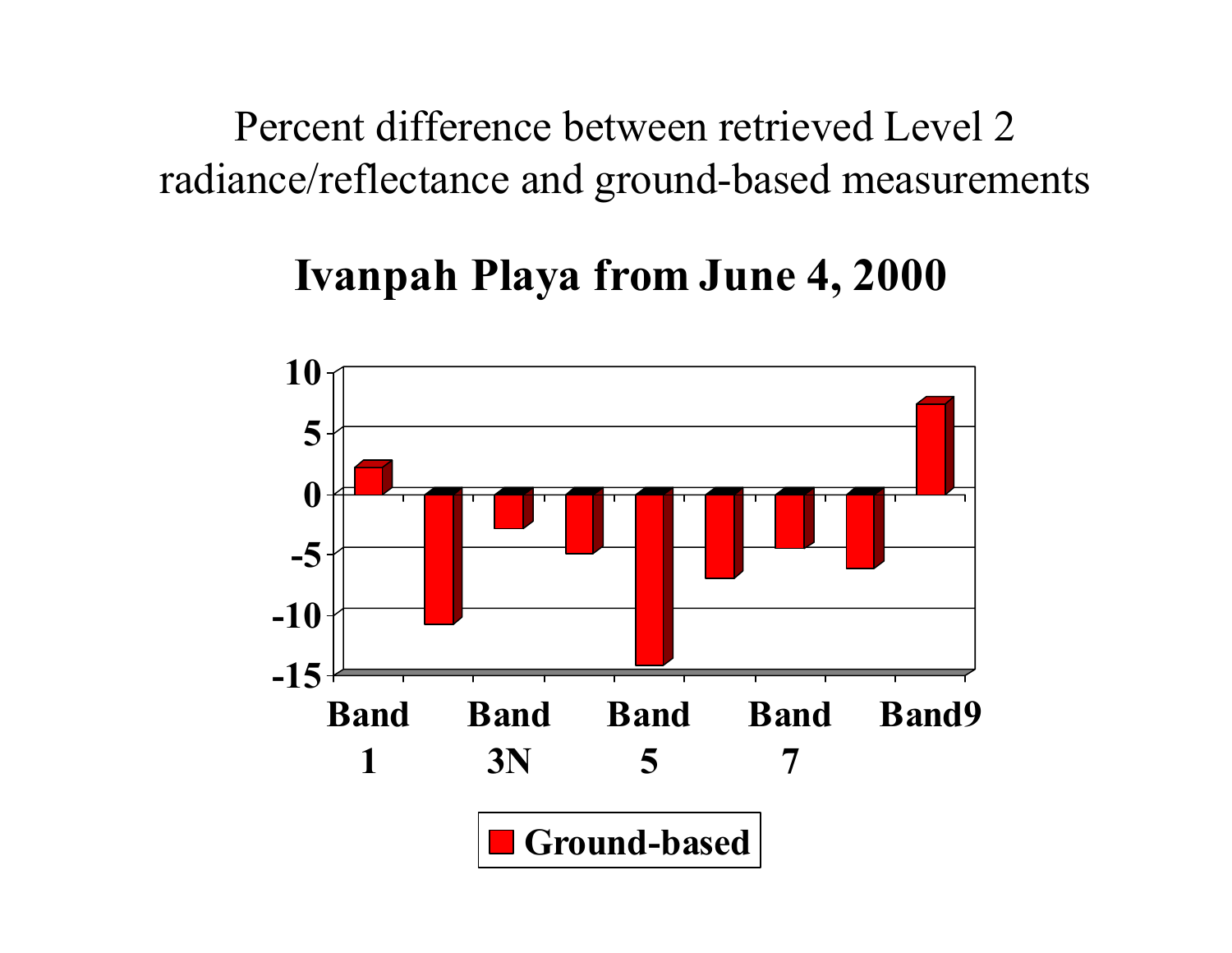Percent difference between retrieved Level 2 radiance/reflectance and ground-based measurements

## Ivanpah Playa from June 4, 2000

| | Percent difference (Ground-based) |
|---|---|
| Band 1 | 2 |
| Band 2 | -11 |
| Band 3N | -3 |
| Band 4 | -5 |
| Band 5 | -14 |
| Band 6 | -7 |
| Band 7 | -4.5 |
| Band 8 | -6 |
| Band9 | 7.5 |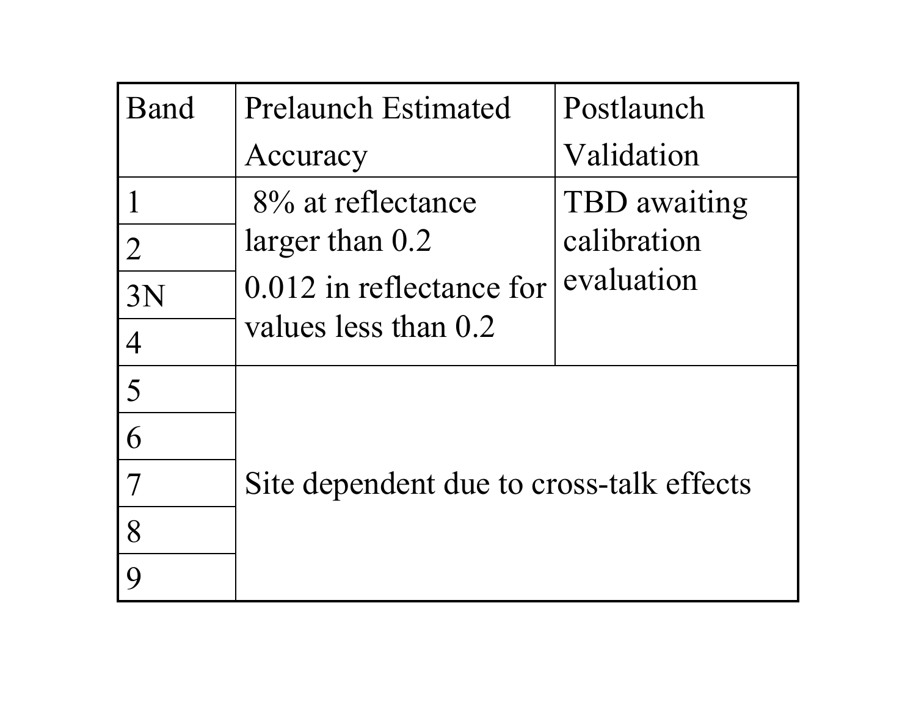| Band | Prelaunch Estimated Accuracy | Postlaunch Validation |
| --- | --- | --- |
| 1 | 8% at reflectance larger than 0.2<br>0.012 in reflectance for values less than 0.2 | TBD awaiting calibration evaluation |
| 2 | | |
| 3N | | |
| 4 | | |
| 5 | Site dependent due to cross-talk effects | |
| 6 | | |
| 7 | | |
| 8 | | |
| 9 | | |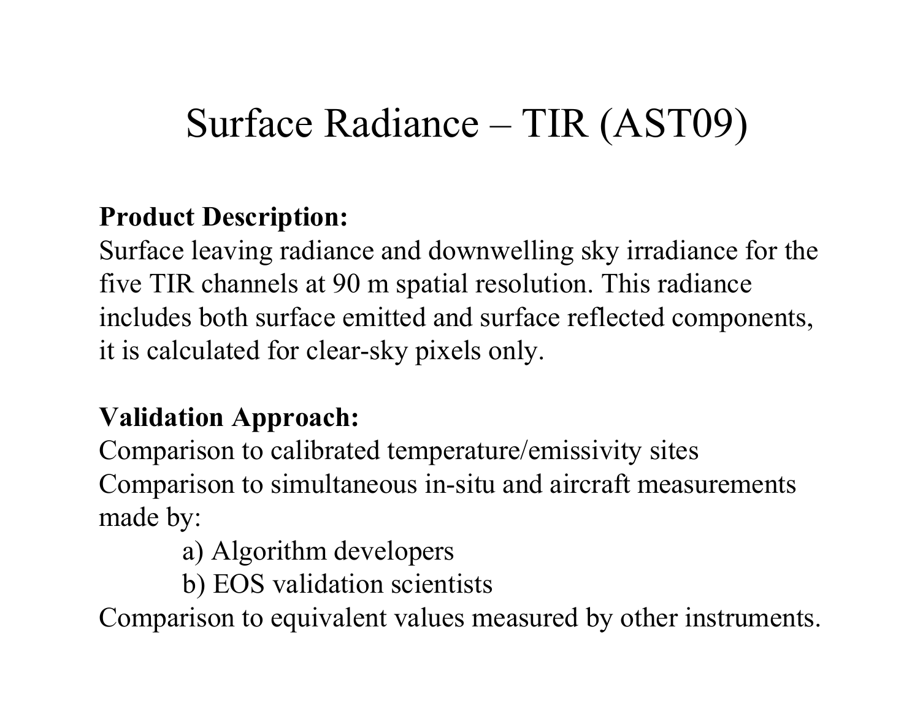# Surface Radiance – TIR (AST09)

**Product Description:**
Surface leaving radiance and downwelling sky irradiance for the five TIR channels at 90 m spatial resolution. This radiance includes both surface emitted and surface reflected components, it is calculated for clear-sky pixels only.

**Validation Approach:**
Comparison to calibrated temperature/emissivity sites
Comparison to simultaneous in-situ and aircraft measurements made by:

a) Algorithm developers
b) EOS validation scientists

Comparison to equivalent values measured by other instruments.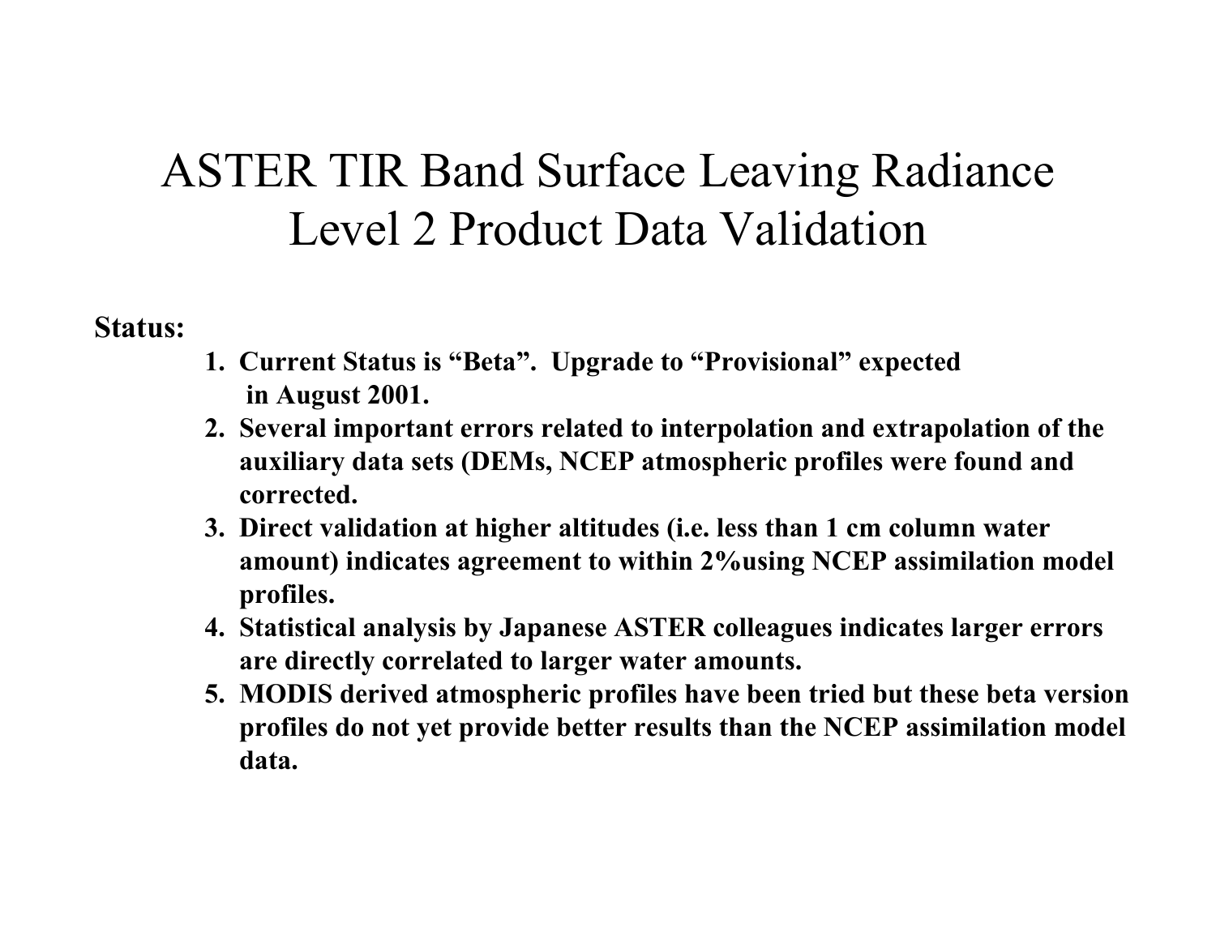# ASTER TIR Band Surface Leaving Radiance Level 2 Product Data Validation

**Status:**

1. **Current Status is "Beta". Upgrade to "Provisional" expected in August 2001.**
2. **Several important errors related to interpolation and extrapolation of the auxiliary data sets (DEMs, NCEP atmospheric profiles were found and corrected.**
3. **Direct validation at higher altitudes (i.e. less than 1 cm column water amount) indicates agreement to within 2%using NCEP assimilation model profiles.**
4. **Statistical analysis by Japanese ASTER colleagues indicates larger errors are directly correlated to larger water amounts.**
5. **MODIS derived atmospheric profiles have been tried but these beta version profiles do not yet provide better results than the NCEP assimilation model data.**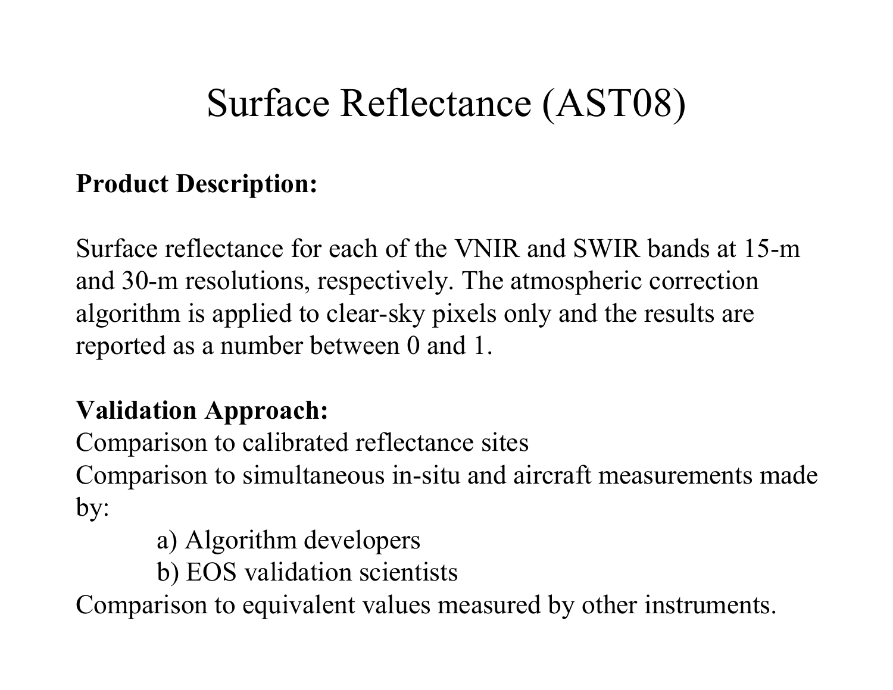# Surface Reflectance (AST08)

**Product Description:**

Surface reflectance for each of the VNIR and SWIR bands at 15-m and 30-m resolutions, respectively. The atmospheric correction algorithm is applied to clear-sky pixels only and the results are reported as a number between 0 and 1.

**Validation Approach:**

Comparison to calibrated reflectance sites

Comparison to simultaneous in-situ and aircraft measurements made by:

- a) Algorithm developers
- b) EOS validation scientists

Comparison to equivalent values measured by other instruments.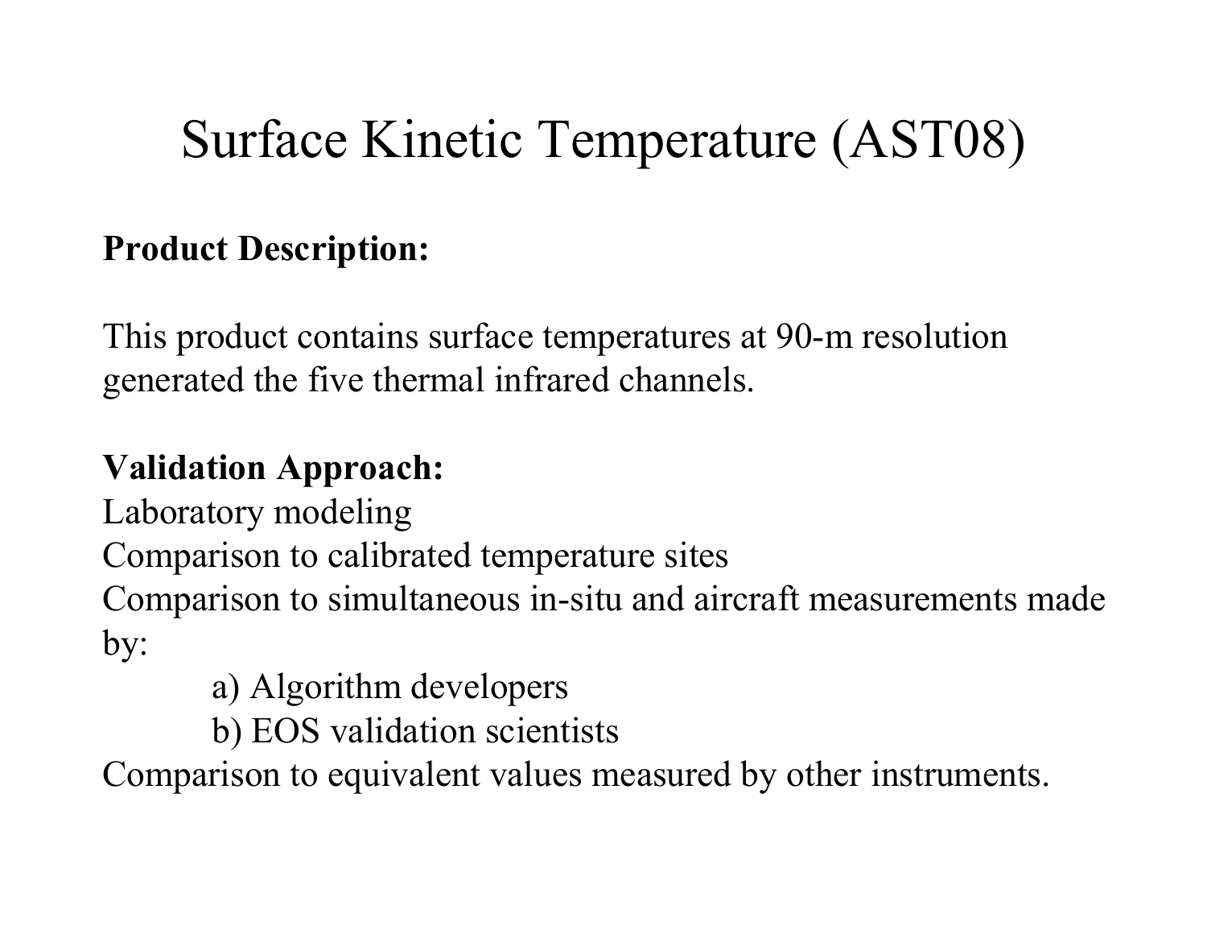# Surface Kinetic Temperature (AST08)

**Product Description:**

This product contains surface temperatures at 90-m resolution generated the five thermal infrared channels.

**Validation Approach:**

Laboratory modeling
Comparison to calibrated temperature sites
Comparison to simultaneous in-situ and aircraft measurements made by:

a) Algorithm developers
b) EOS validation scientists

Comparison to equivalent values measured by other instruments.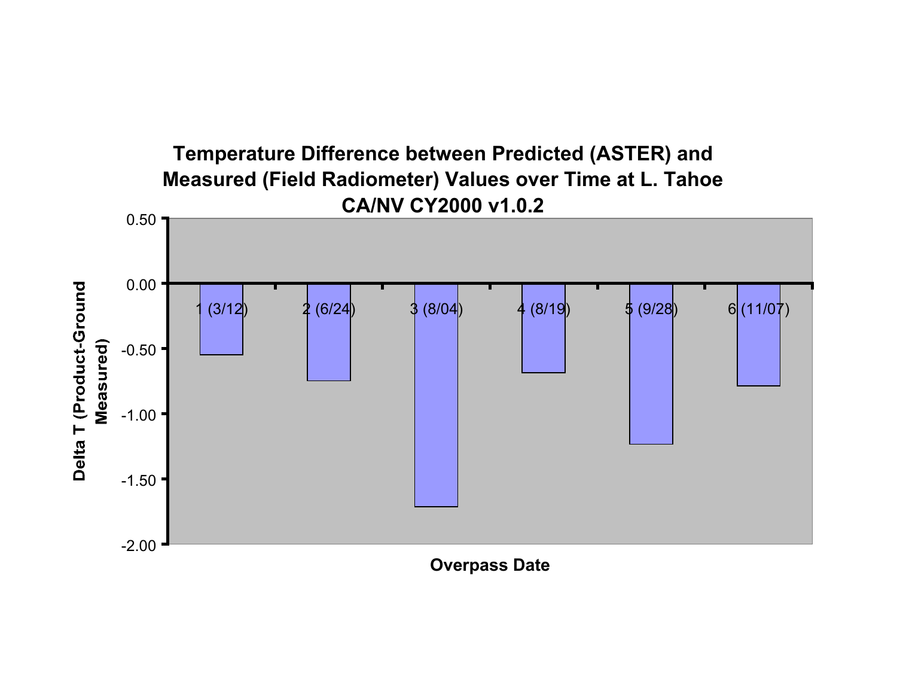**Temperature Difference between Predicted (ASTER) and Measured (Field Radiometer) Values over Time at L. Tahoe CA/NV CY2000 v1.0.2**

Delta T (Product-Ground Measured)

0.50
0.00
-0.50
-1.00
-1.50
-2.00

1 (3/12) 2 (6/24) 3 (8/04) 4 (8/19) 5 (9/28) 6 (11/07)

Overpass Date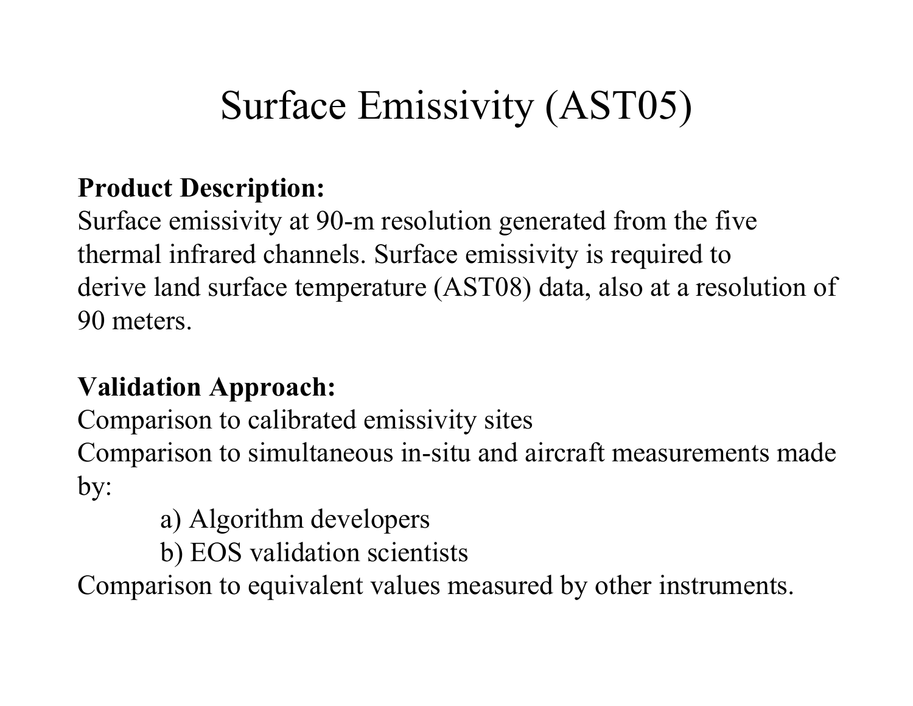# Surface Emissivity (AST05)

**Product Description:**
Surface emissivity at 90-m resolution generated from the five thermal infrared channels. Surface emissivity is required to derive land surface temperature (AST08) data, also at a resolution of 90 meters.

**Validation Approach:**
Comparison to calibrated emissivity sites
Comparison to simultaneous in-situ and aircraft measurements made by:

a) Algorithm developers
b) EOS validation scientists

Comparison to equivalent values measured by other instruments.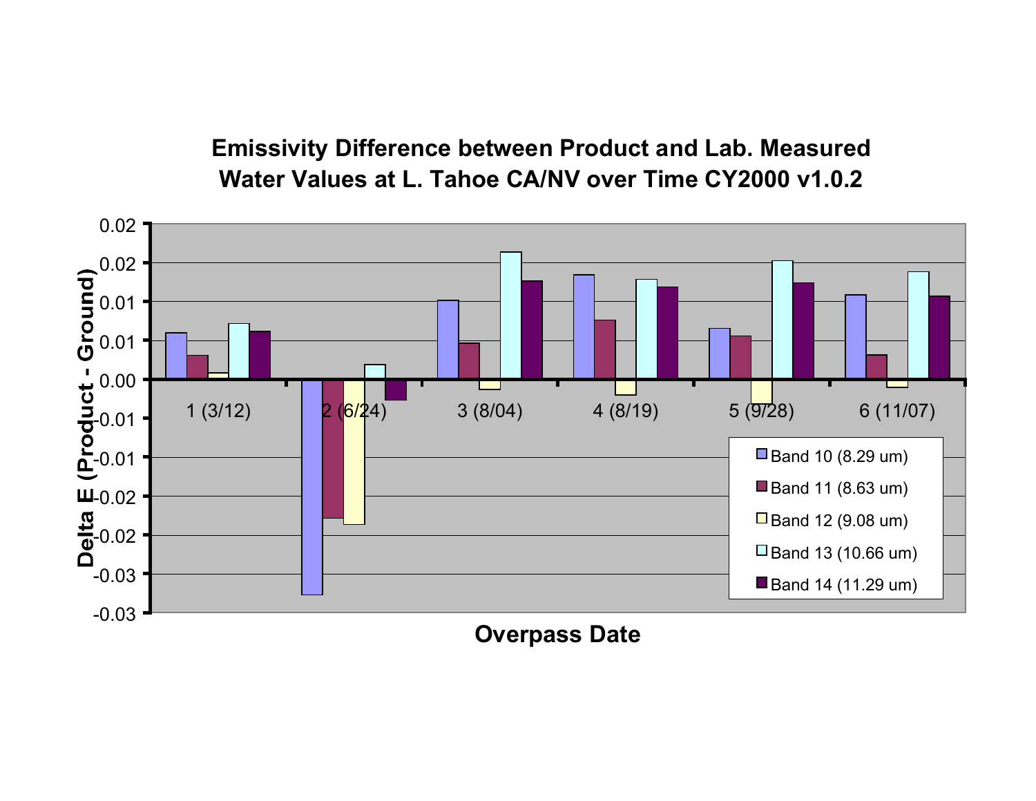**Emissivity Difference between Product and Lab. Measured Water Values at L. Tahoe CA/NV over Time CY2000 v1.0.2**

Delta E (Product - Ground)

0.02
0.02
0.01
0.01
0.00
-0.01
-0.01
-0.02
-0.02
-0.03
-0.03

1 (3/12) 2 (6/24) 3 (8/04) 4 (8/19) 5 (9/28) 6 (11/07)

- Band 10 (8.29 um)
- Band 11 (8.63 um)
- Band 12 (9.08 um)
- Band 13 (10.66 um)
- Band 14 (11.29 um)

**Overpass Date**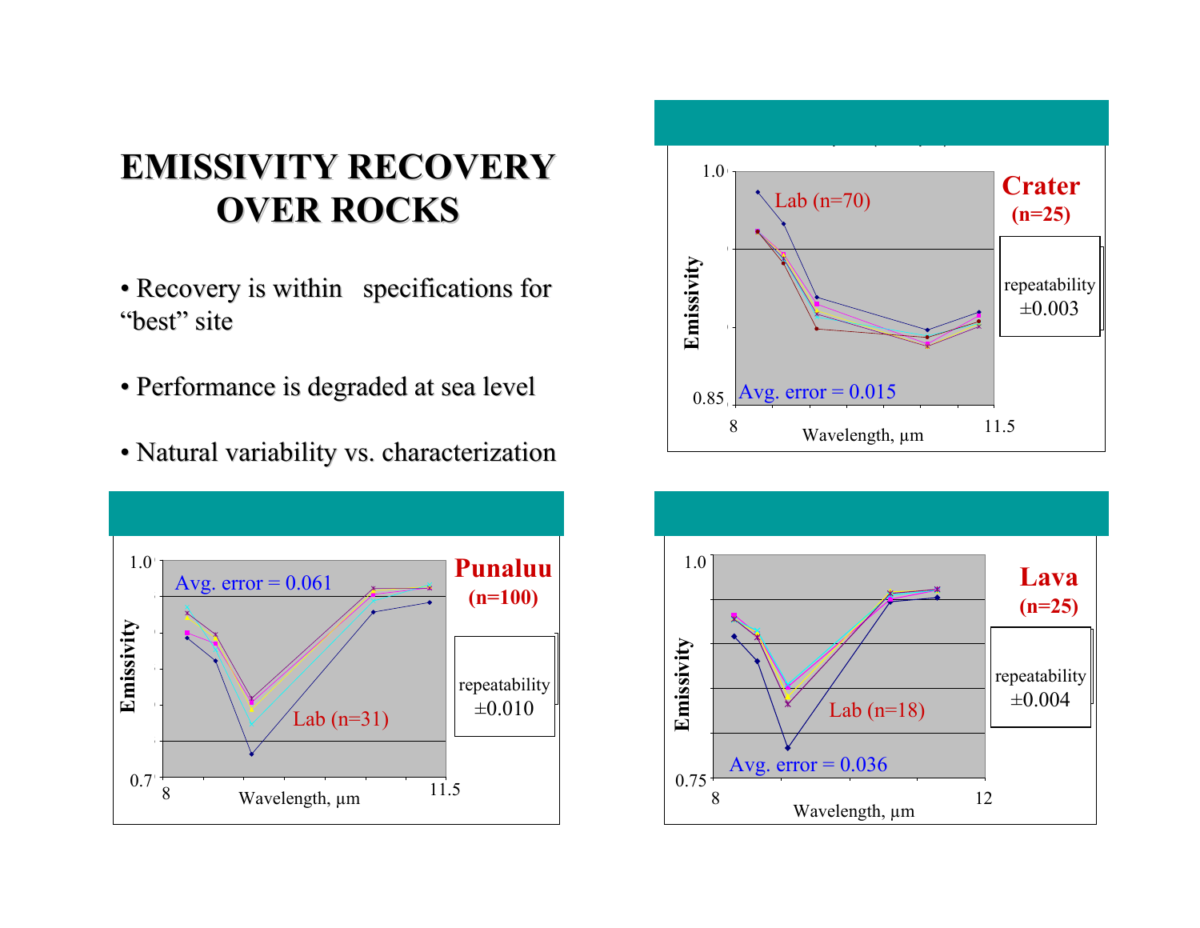# EMISSIVITY RECOVERY OVER ROCKS

- Recovery is within specifications for "best" site
- Performance is degraded at sea level
- Natural variability vs. characterization

**Crater (n=25)**

Lab (n=70)

Avg. error = 0.015

repeatability ±0.003

Emissivity (0.85 – 1.0) vs. Wavelength, µm (8 – 11.5)

**Punaluu (n=100)**

Avg. error = 0.061

Lab (n=31)

repeatability ±0.010

Emissivity (0.7 – 1.0) vs. Wavelength, µm (8 – 11.5)

**Lava (n=25)**

Lab (n=18)

Avg. error = 0.036

repeatability ±0.004

Emissivity (0.75 – 1.0) vs. Wavelength, µm (8 – 12)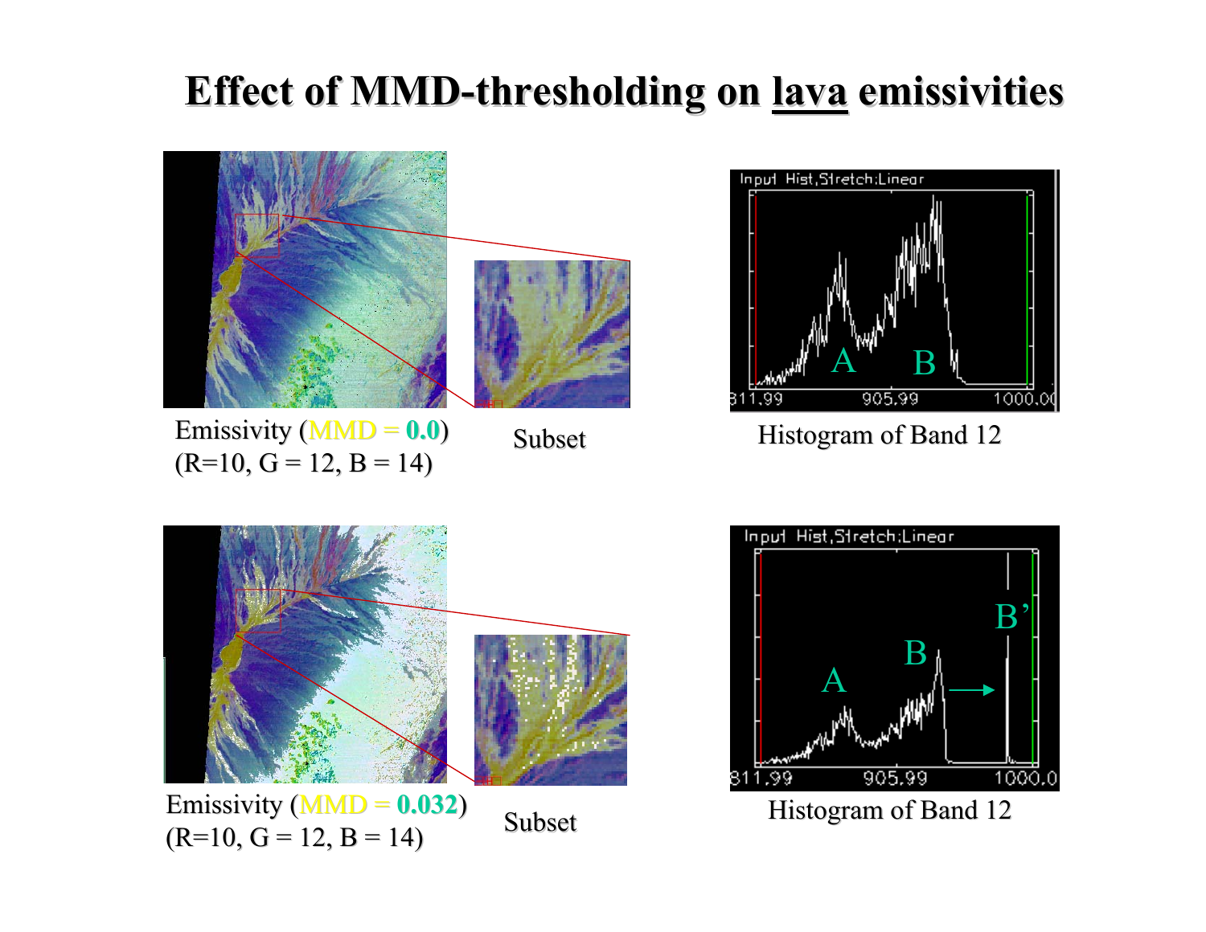# Effect of MMD-thresholding on lava emissivities

Emissivity (MMD = 0.0)
(R=10, G = 12, B = 14)

Subset

Histogram of Band 12

Emissivity (MMD = 0.032)
(R=10, G = 12, B = 14)

Subset

Histogram of Band 12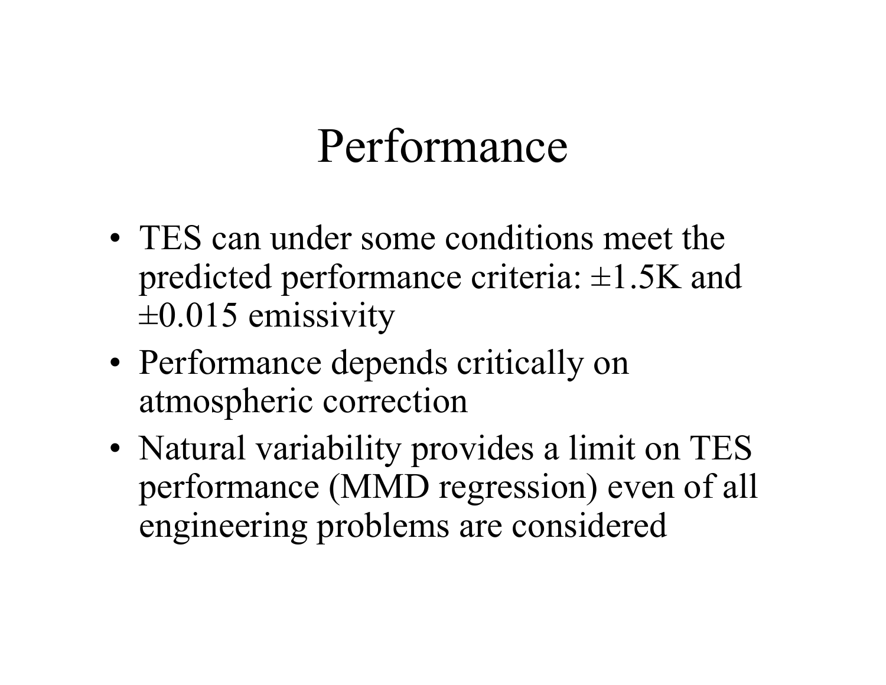# Performance

- TES can under some conditions meet the predicted performance criteria: ±1.5K and ±0.015 emissivity
- Performance depends critically on atmospheric correction
- Natural variability provides a limit on TES performance (MMD regression) even of all engineering problems are considered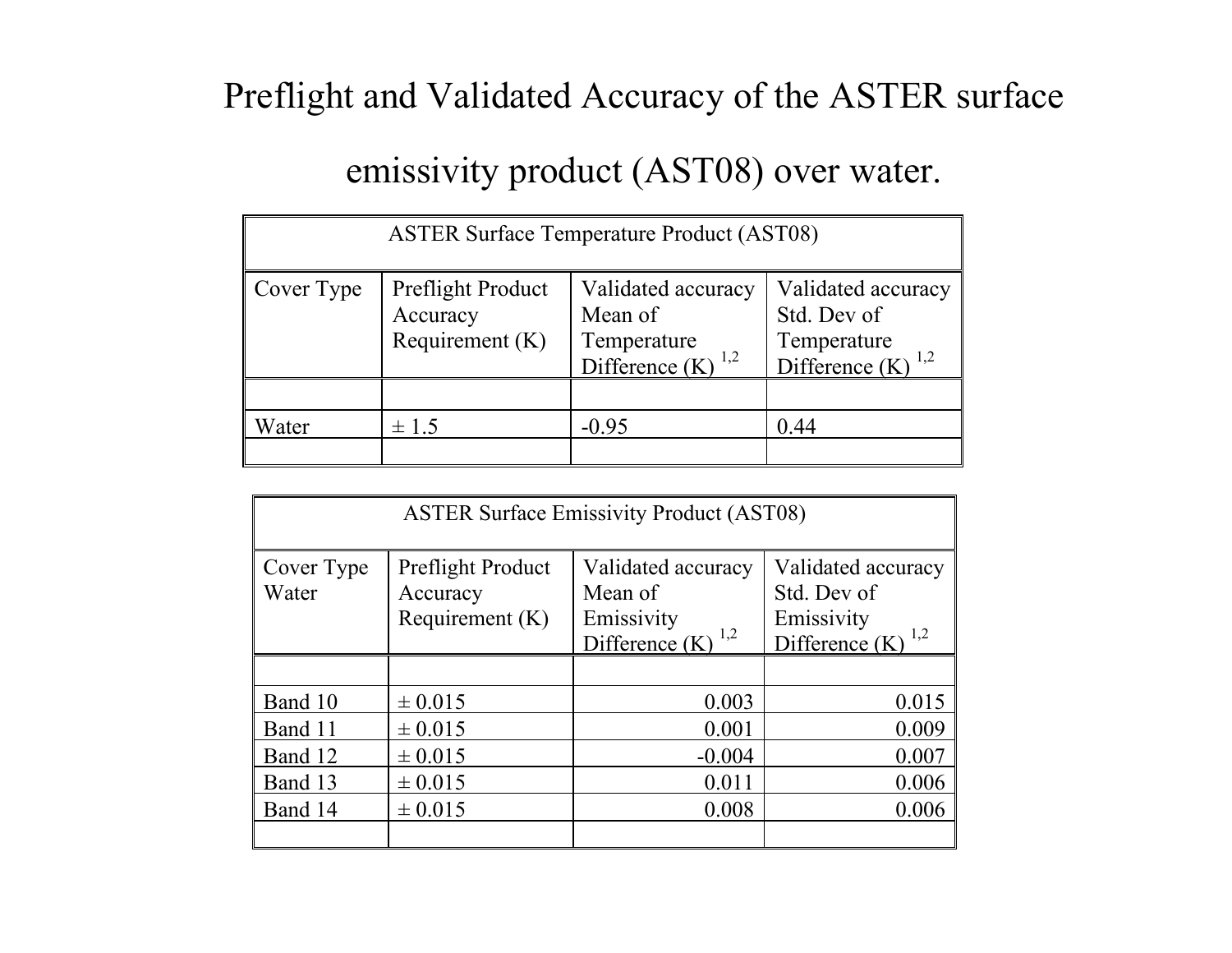# Preflight and Validated Accuracy of the ASTER surface emissivity product (AST08) over water.

| ASTER Surface Temperature Product (AST08) | | | |
|---|---|---|---|
| Cover Type | Preflight Product Accuracy Requirement (K) | Validated accuracy Mean of Temperature Difference (K) [1,2] | Validated accuracy Std. Dev of Temperature Difference (K) [1,2] |
| | | | |
| Water | ± 1.5 | -0.95 | 0.44 |
| | | | |

| ASTER Surface Emissivity Product (AST08) | | | |
|---|---|---|---|
| Cover Type Water | Preflight Product Accuracy Requirement (K) | Validated accuracy Mean of Emissivity Difference (K) [1,2] | Validated accuracy Std. Dev of Emissivity Difference (K) [1,2] |
| | | | |
| Band 10 | ± 0.015 | 0.003 | 0.015 |
| Band 11 | ± 0.015 | 0.001 | 0.009 |
| Band 12 | ± 0.015 | -0.004 | 0.007 |
| Band 13 | ± 0.015 | 0.011 | 0.006 |
| Band 14 | ± 0.015 | 0.008 | 0.006 |
| | | | |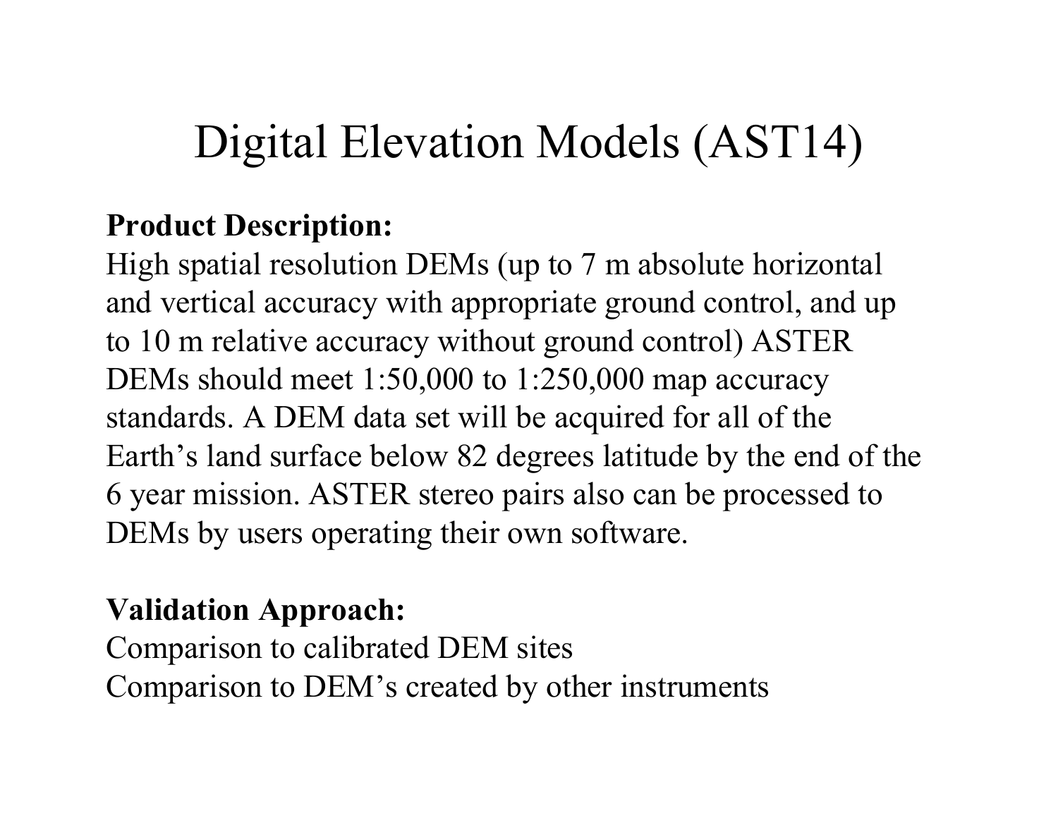# Digital Elevation Models (AST14)

**Product Description:**
High spatial resolution DEMs (up to 7 m absolute horizontal and vertical accuracy with appropriate ground control, and up to 10 m relative accuracy without ground control) ASTER DEMs should meet 1:50,000 to 1:250,000 map accuracy standards. A DEM data set will be acquired for all of the Earth's land surface below 82 degrees latitude by the end of the 6 year mission. ASTER stereo pairs also can be processed to DEMs by users operating their own software.

**Validation Approach:**
Comparison to calibrated DEM sites
Comparison to DEM's created by other instruments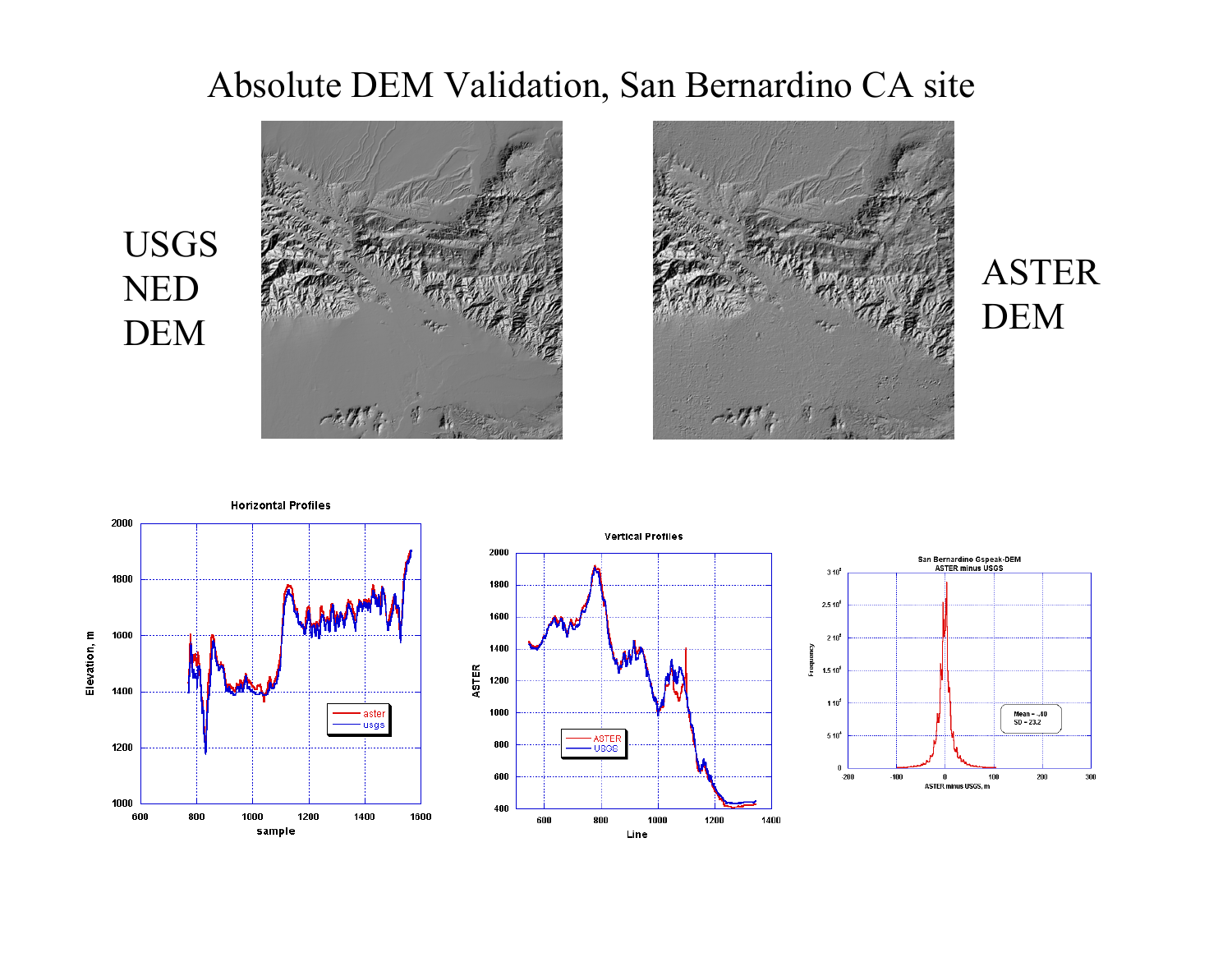# Absolute DEM Validation, San Bernardino CA site

USGS NED DEM

ASTER DEM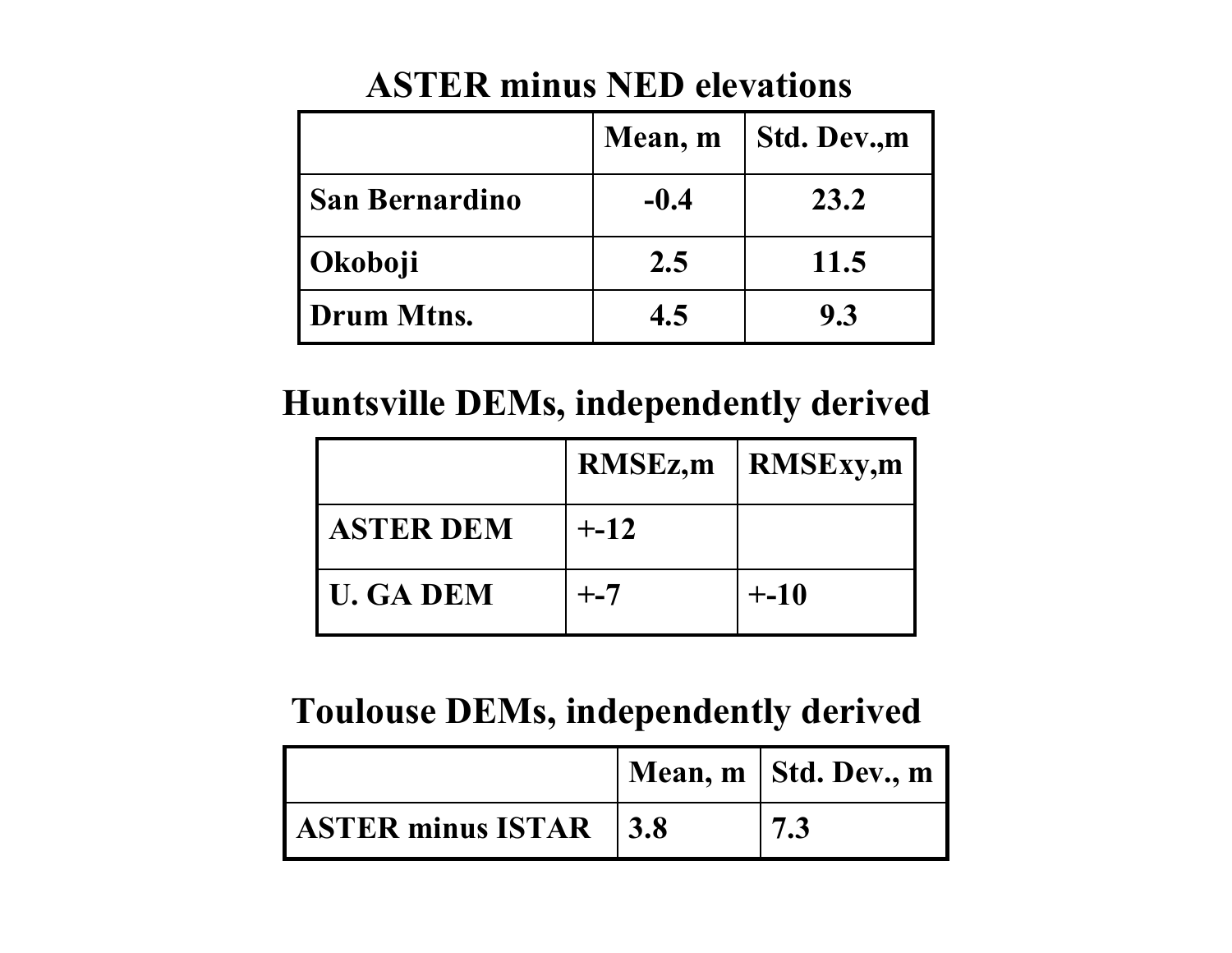## ASTER minus NED elevations

| | Mean, m | Std. Dev.,m |
|---|---|---|
| San Bernardino | -0.4 | 23.2 |
| Okoboji | 2.5 | 11.5 |
| Drum Mtns. | 4.5 | 9.3 |

## Huntsville DEMs, independently derived

| | RMSEz,m | RMSExy,m |
|---|---|---|
| ASTER DEM | +-12 | |
| U. GA DEM | +-7 | +-10 |

## Toulouse DEMs, independently derived

| | Mean, m | Std. Dev., m |
|---|---|---|
| ASTER minus ISTAR | 3.8 | 7.3 |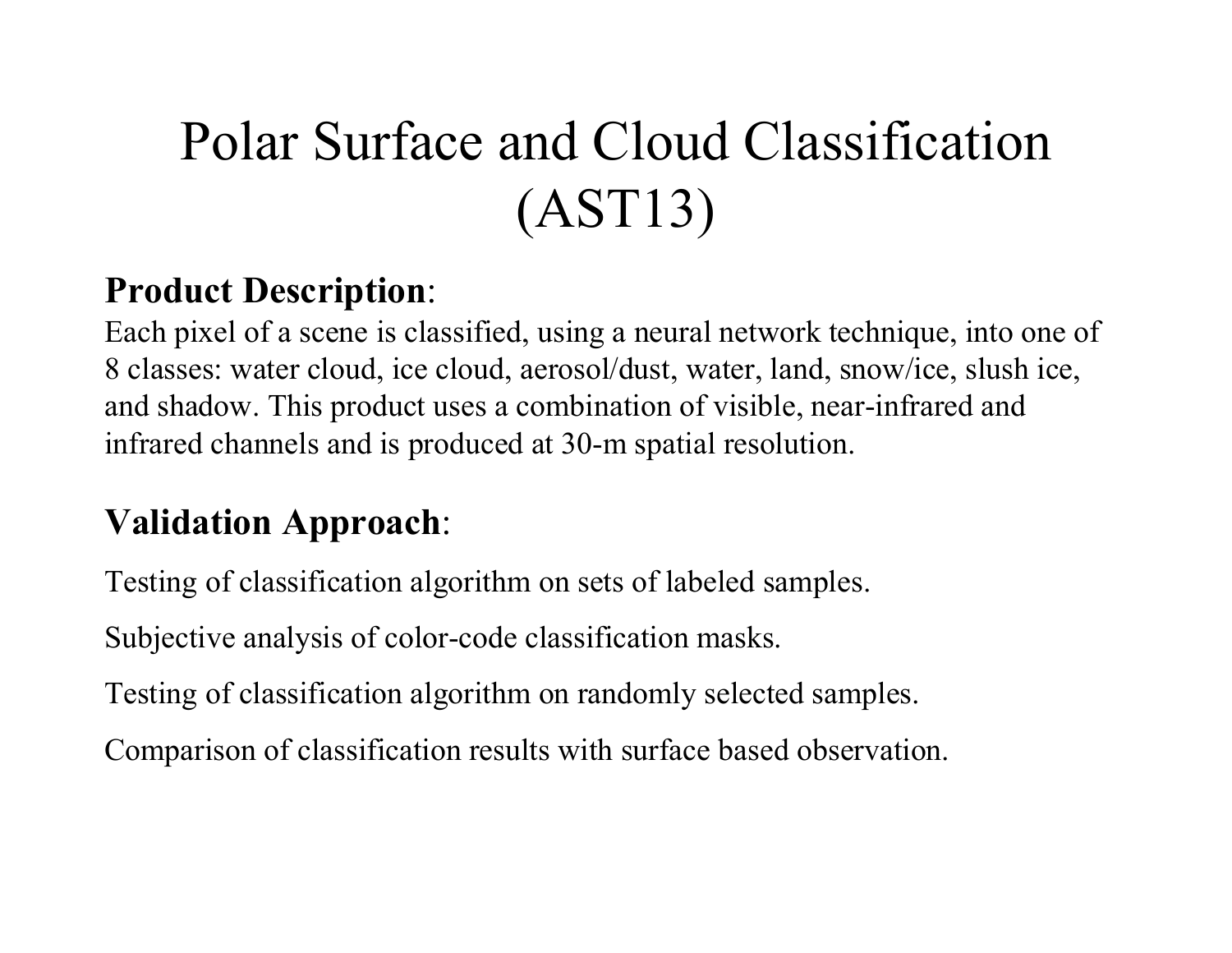# Polar Surface and Cloud Classification (AST13)

**Product Description**:
Each pixel of a scene is classified, using a neural network technique, into one of 8 classes: water cloud, ice cloud, aerosol/dust, water, land, snow/ice, slush ice, and shadow. This product uses a combination of visible, near-infrared and infrared channels and is produced at 30-m spatial resolution.

**Validation Approach**:

Testing of classification algorithm on sets of labeled samples.

Subjective analysis of color-code classification masks.

Testing of classification algorithm on randomly selected samples.

Comparison of classification results with surface based observation.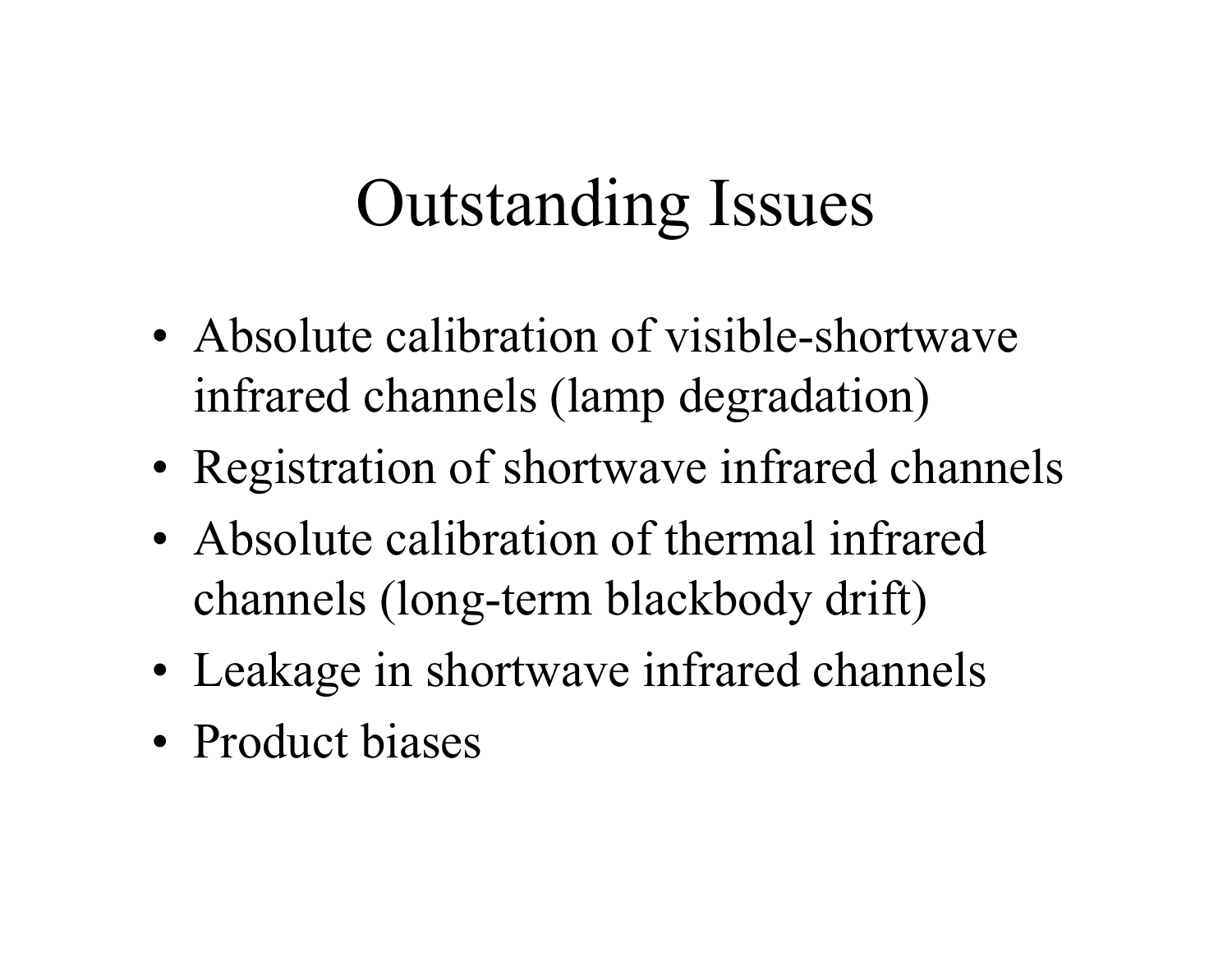# Outstanding Issues

- Absolute calibration of visible-shortwave infrared channels (lamp degradation)
- Registration of shortwave infrared channels
- Absolute calibration of thermal infrared channels (long-term blackbody drift)
- Leakage in shortwave infrared channels
- Product biases